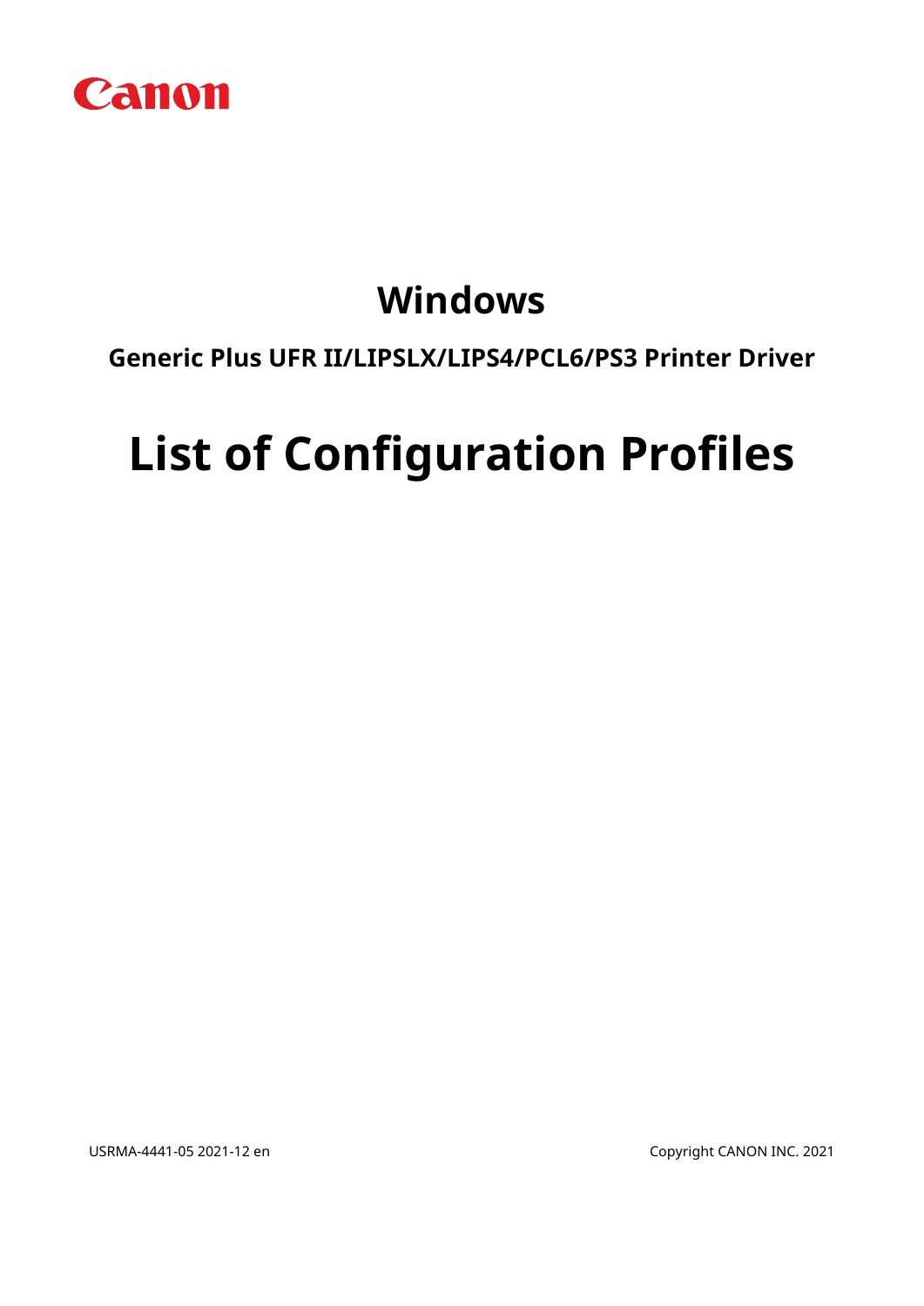Canon

# Windows

## Generic Plus UFR II/LIPSLX/LIPS4/PCL6/PS3 Printer Driver

# List of Configuration Profiles

USRMA-4441-05 2021-12 en

Copyright CANON INC. 2021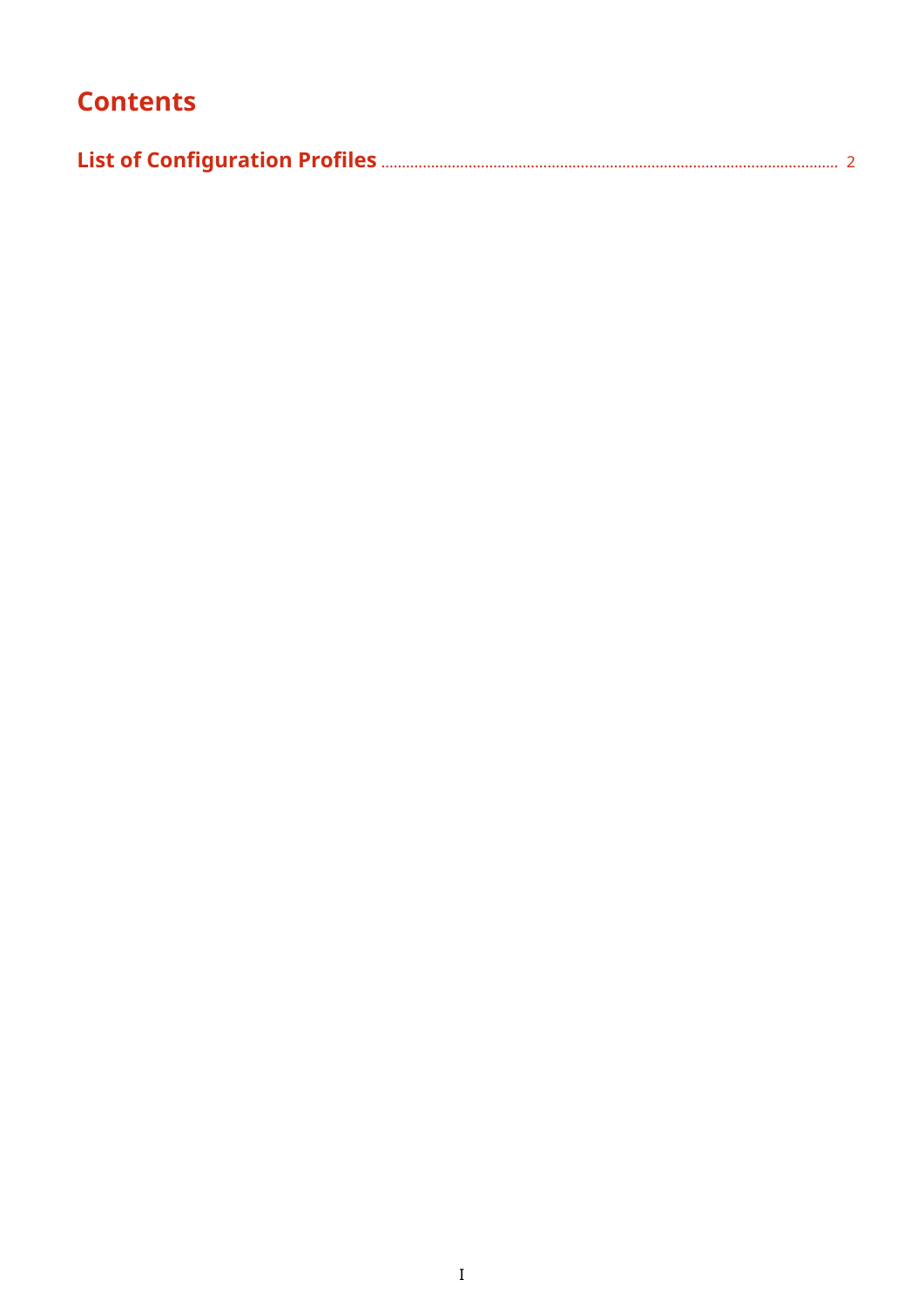# Contents

**List of Configuration Profiles** .............................................................................................................. 2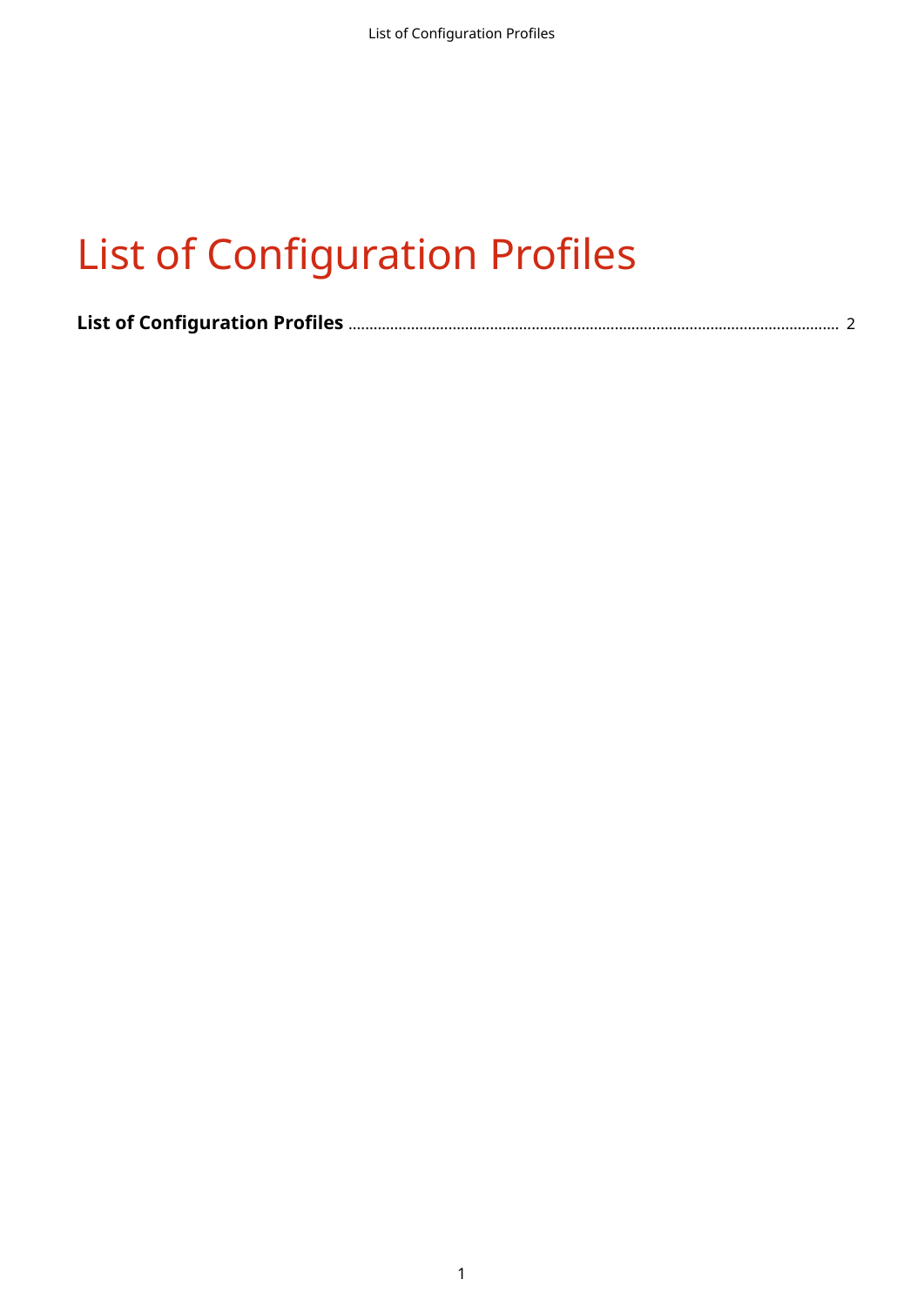# List of Configuration Profiles

**List of Configuration Profiles** .................................................................................................................. 2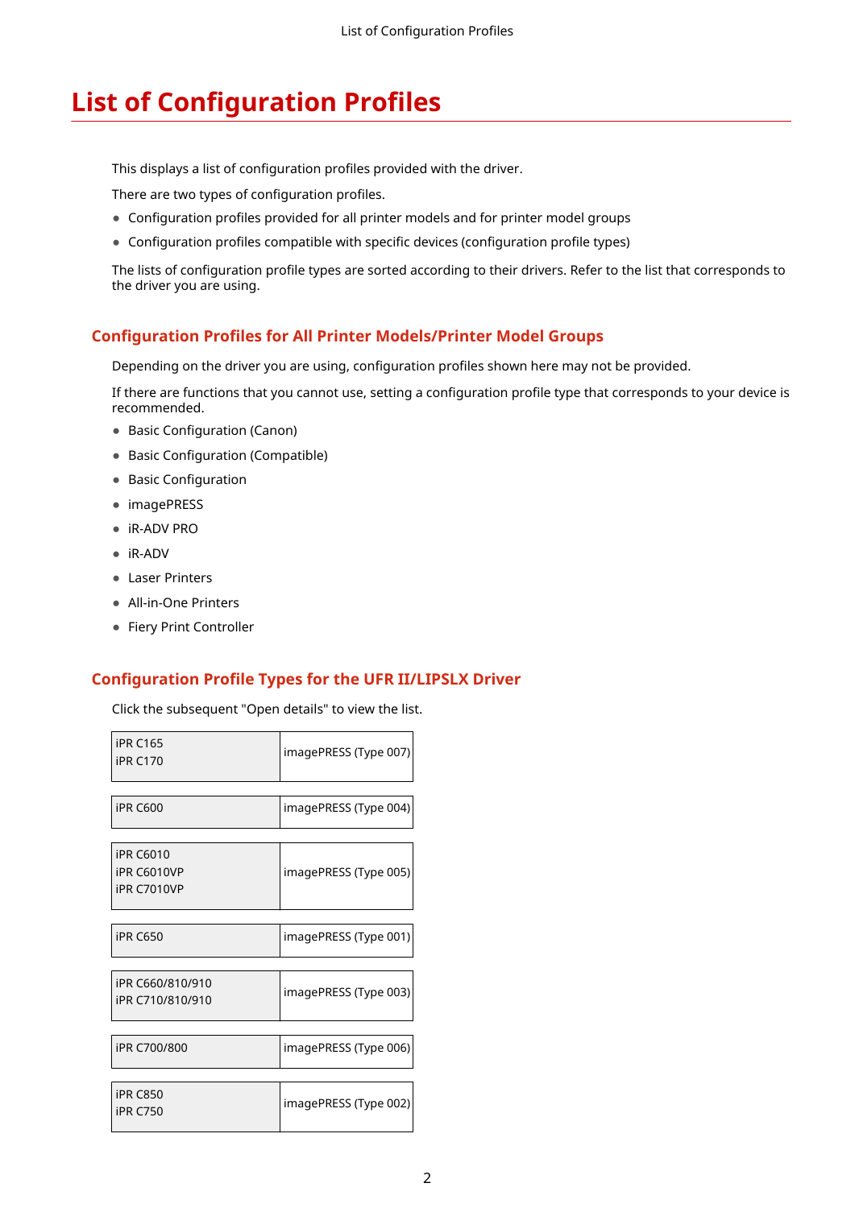# List of Configuration Profiles

This displays a list of configuration profiles provided with the driver.

There are two types of configuration profiles.

- Configuration profiles provided for all printer models and for printer model groups
- Configuration profiles compatible with specific devices (configuration profile types)

The lists of configuration profile types are sorted according to their drivers. Refer to the list that corresponds to the driver you are using.

## Configuration Profiles for All Printer Models/Printer Model Groups

Depending on the driver you are using, configuration profiles shown here may not be provided.

If there are functions that you cannot use, setting a configuration profile type that corresponds to your device is recommended.

- Basic Configuration (Canon)
- Basic Configuration (Compatible)
- Basic Configuration
- imagePRESS
- iR-ADV PRO
- iR-ADV
- Laser Printers
- All-in-One Printers
- Fiery Print Controller

## Configuration Profile Types for the UFR II/LIPSLX Driver

Click the subsequent "Open details" to view the list.

| Model | Configuration Profile Type |
|---|---|
| iPR C165<br>iPR C170 | imagePRESS (Type 007) |
| iPR C600 | imagePRESS (Type 004) |
| iPR C6010<br>iPR C6010VP<br>iPR C7010VP | imagePRESS (Type 005) |
| iPR C650 | imagePRESS (Type 001) |
| iPR C660/810/910<br>iPR C710/810/910 | imagePRESS (Type 003) |
| iPR C700/800 | imagePRESS (Type 006) |
| iPR C850<br>iPR C750 | imagePRESS (Type 002) |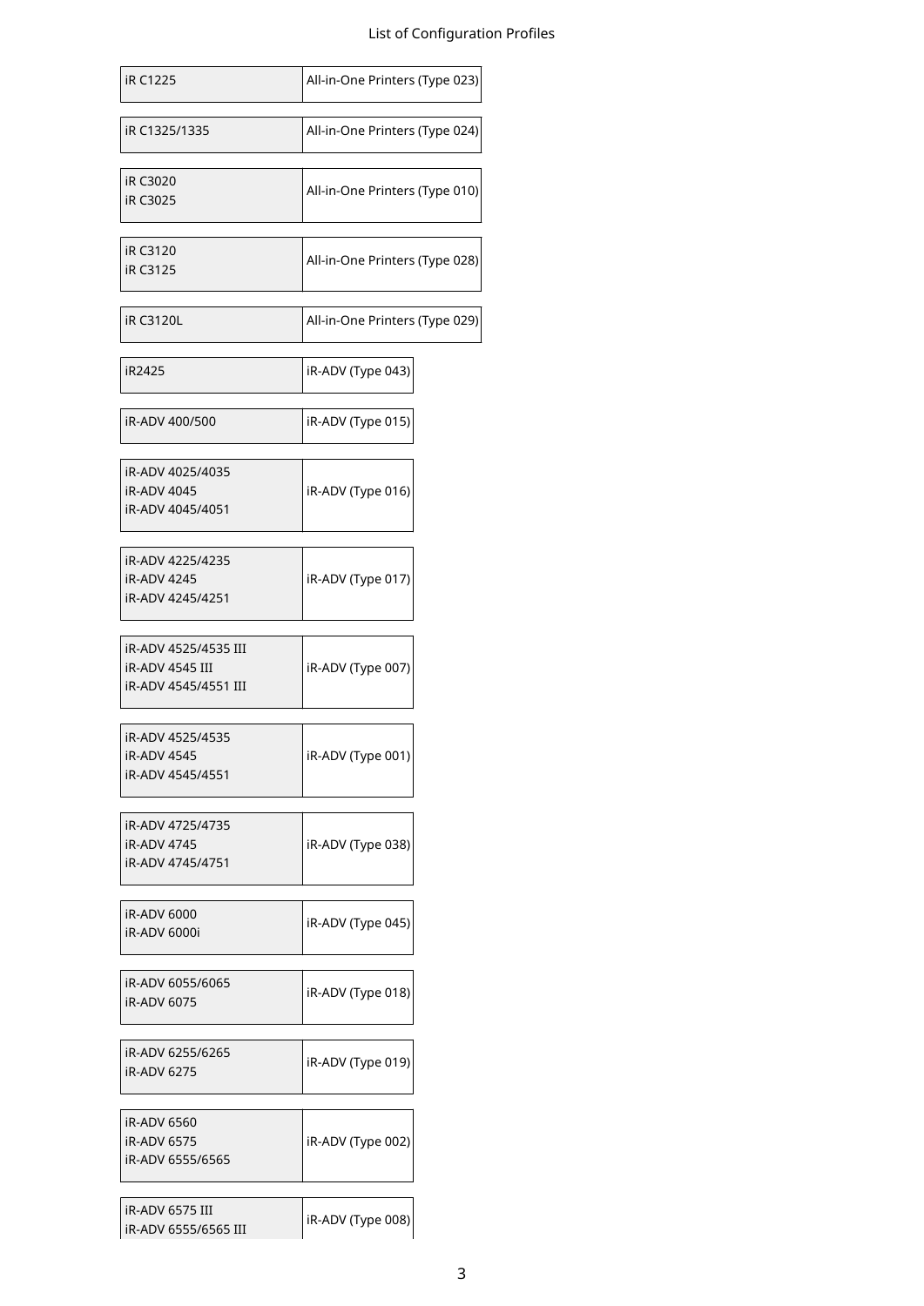| iR C1225 | All-in-One Printers (Type 023) |
|---|---|

| iR C1325/1335 | All-in-One Printers (Type 024) |
|---|---|

| iR C3020<br>iR C3025 | All-in-One Printers (Type 010) |
|---|---|

| iR C3120<br>iR C3125 | All-in-One Printers (Type 028) |
|---|---|

| iR C3120L | All-in-One Printers (Type 029) |
|---|---|

| iR2425 | iR-ADV (Type 043) |
|---|---|

| iR-ADV 400/500 | iR-ADV (Type 015) |
|---|---|

| iR-ADV 4025/4035<br>iR-ADV 4045<br>iR-ADV 4045/4051 | iR-ADV (Type 016) |
|---|---|

| iR-ADV 4225/4235<br>iR-ADV 4245<br>iR-ADV 4245/4251 | iR-ADV (Type 017) |
|---|---|

| iR-ADV 4525/4535 III<br>iR-ADV 4545 III<br>iR-ADV 4545/4551 III | iR-ADV (Type 007) |
|---|---|

| iR-ADV 4525/4535<br>iR-ADV 4545<br>iR-ADV 4545/4551 | iR-ADV (Type 001) |
|---|---|

| iR-ADV 4725/4735<br>iR-ADV 4745<br>iR-ADV 4745/4751 | iR-ADV (Type 038) |
|---|---|

| iR-ADV 6000<br>iR-ADV 6000i | iR-ADV (Type 045) |
|---|---|

| iR-ADV 6055/6065<br>iR-ADV 6075 | iR-ADV (Type 018) |
|---|---|

| iR-ADV 6255/6265<br>iR-ADV 6275 | iR-ADV (Type 019) |
|---|---|

| iR-ADV 6560<br>iR-ADV 6575<br>iR-ADV 6555/6565 | iR-ADV (Type 002) |
|---|---|

| iR-ADV 6575 III<br>iR-ADV 6555/6565 III | iR-ADV (Type 008) |
|---|---|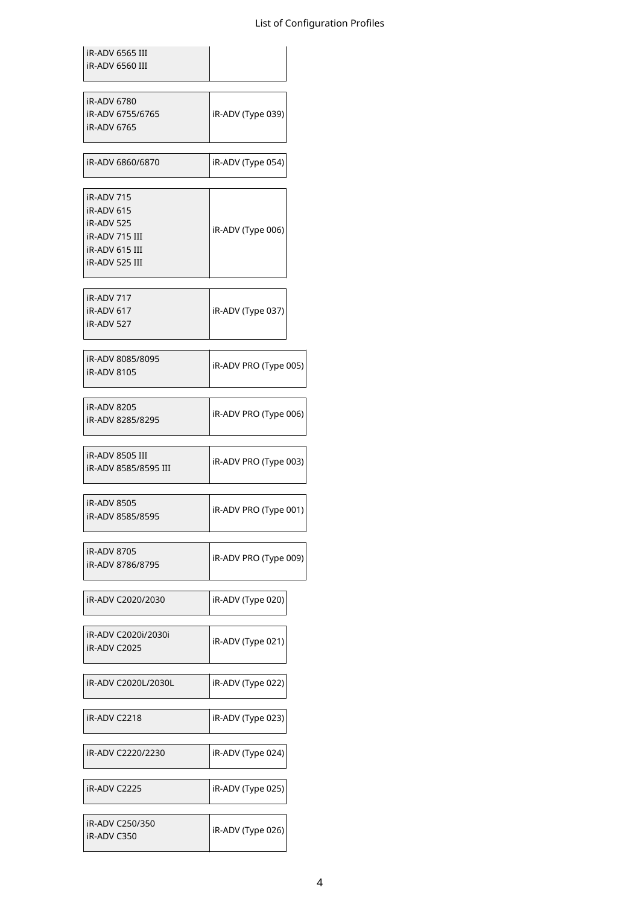| Model | Configuration Profile |
| --- | --- |
| iR-ADV 6565 III<br>iR-ADV 6560 III | |
| iR-ADV 6780<br>iR-ADV 6755/6765<br>iR-ADV 6765 | iR-ADV (Type 039) |
| iR-ADV 6860/6870 | iR-ADV (Type 054) |
| iR-ADV 715<br>iR-ADV 615<br>iR-ADV 525<br>iR-ADV 715 III<br>iR-ADV 615 III<br>iR-ADV 525 III | iR-ADV (Type 006) |
| iR-ADV 717<br>iR-ADV 617<br>iR-ADV 527 | iR-ADV (Type 037) |
| iR-ADV 8085/8095<br>iR-ADV 8105 | iR-ADV PRO (Type 005) |
| iR-ADV 8205<br>iR-ADV 8285/8295 | iR-ADV PRO (Type 006) |
| iR-ADV 8505 III<br>iR-ADV 8585/8595 III | iR-ADV PRO (Type 003) |
| iR-ADV 8505<br>iR-ADV 8585/8595 | iR-ADV PRO (Type 001) |
| iR-ADV 8705<br>iR-ADV 8786/8795 | iR-ADV PRO (Type 009) |
| iR-ADV C2020/2030 | iR-ADV (Type 020) |
| iR-ADV C2020i/2030i<br>iR-ADV C2025 | iR-ADV (Type 021) |
| iR-ADV C2020L/2030L | iR-ADV (Type 022) |
| iR-ADV C2218 | iR-ADV (Type 023) |
| iR-ADV C2220/2230 | iR-ADV (Type 024) |
| iR-ADV C2225 | iR-ADV (Type 025) |
| iR-ADV C250/350<br>iR-ADV C350 | iR-ADV (Type 026) |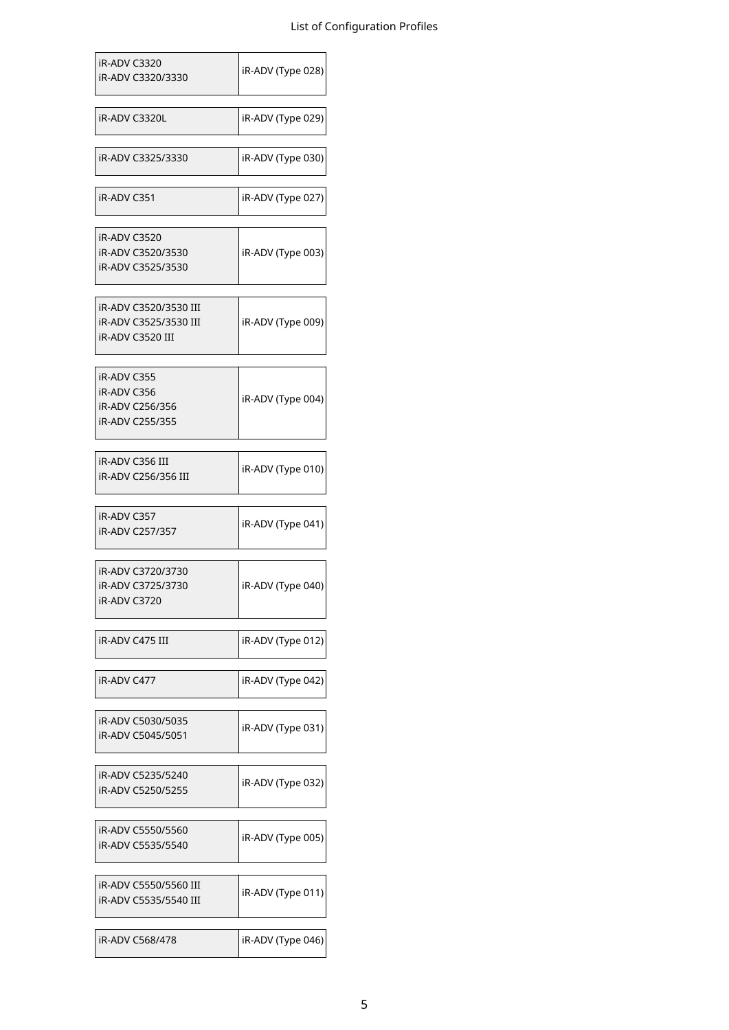| | |
|---|---|
| iR-ADV C3320<br>iR-ADV C3320/3330 | iR-ADV (Type 028) |

| | |
|---|---|
| iR-ADV C3320L | iR-ADV (Type 029) |

| | |
|---|---|
| iR-ADV C3325/3330 | iR-ADV (Type 030) |

| | |
|---|---|
| iR-ADV C351 | iR-ADV (Type 027) |

| | |
|---|---|
| iR-ADV C3520<br>iR-ADV C3520/3530<br>iR-ADV C3525/3530 | iR-ADV (Type 003) |

| | |
|---|---|
| iR-ADV C3520/3530 III<br>iR-ADV C3525/3530 III<br>iR-ADV C3520 III | iR-ADV (Type 009) |

| | |
|---|---|
| iR-ADV C355<br>iR-ADV C356<br>iR-ADV C256/356<br>iR-ADV C255/355 | iR-ADV (Type 004) |

| | |
|---|---|
| iR-ADV C356 III<br>iR-ADV C256/356 III | iR-ADV (Type 010) |

| | |
|---|---|
| iR-ADV C357<br>iR-ADV C257/357 | iR-ADV (Type 041) |

| | |
|---|---|
| iR-ADV C3720/3730<br>iR-ADV C3725/3730<br>iR-ADV C3720 | iR-ADV (Type 040) |

| | |
|---|---|
| iR-ADV C475 III | iR-ADV (Type 012) |

| | |
|---|---|
| iR-ADV C477 | iR-ADV (Type 042) |

| | |
|---|---|
| iR-ADV C5030/5035<br>iR-ADV C5045/5051 | iR-ADV (Type 031) |

| | |
|---|---|
| iR-ADV C5235/5240<br>iR-ADV C5250/5255 | iR-ADV (Type 032) |

| | |
|---|---|
| iR-ADV C5550/5560<br>iR-ADV C5535/5540 | iR-ADV (Type 005) |

| | |
|---|---|
| iR-ADV C5550/5560 III<br>iR-ADV C5535/5540 III | iR-ADV (Type 011) |

| | |
|---|---|
| iR-ADV C568/478 | iR-ADV (Type 046) |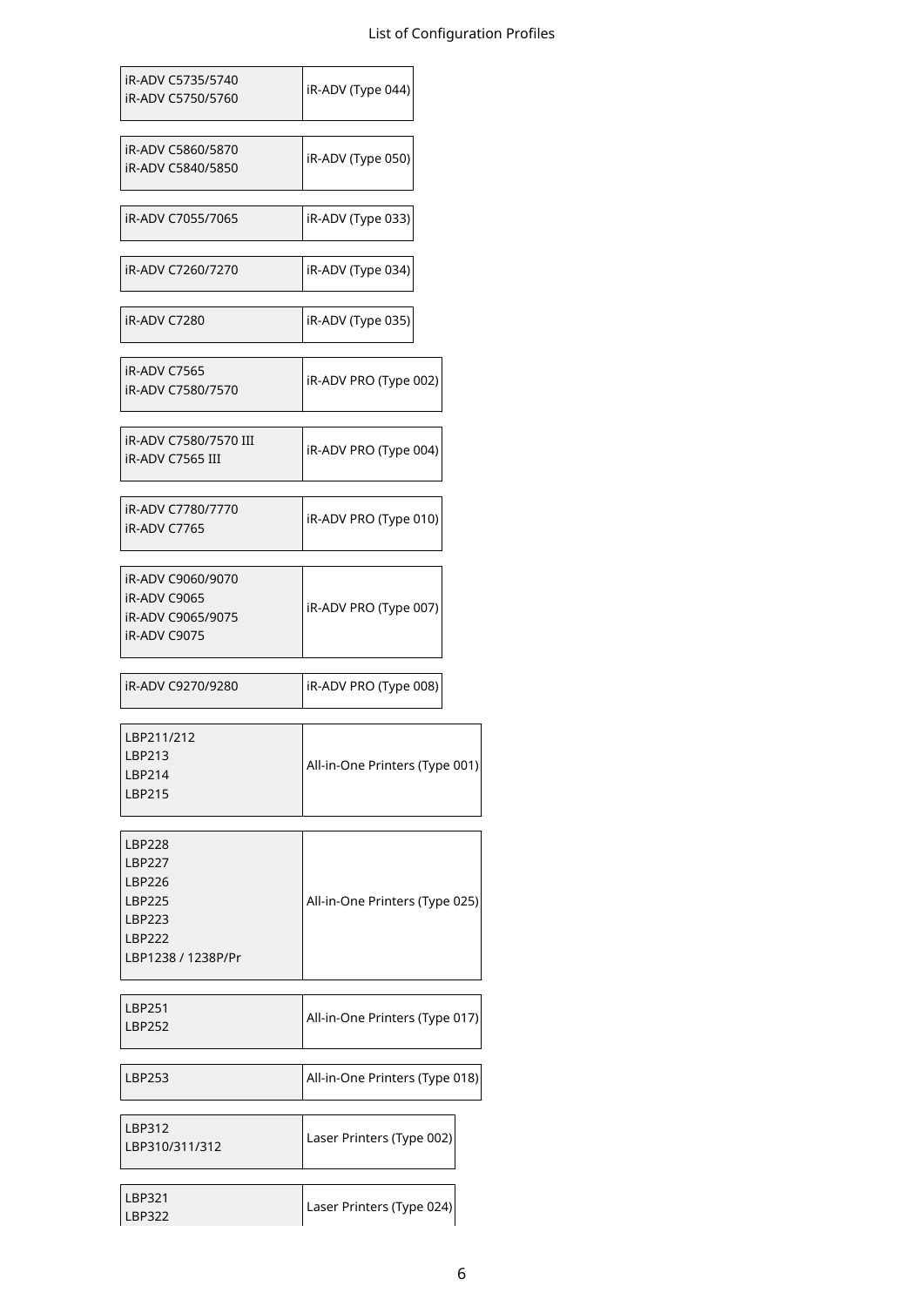| Model | Configuration Profile |
|---|---|
| iR-ADV C5735/5740<br>iR-ADV C5750/5760 | iR-ADV (Type 044) |
| iR-ADV C5860/5870<br>iR-ADV C5840/5850 | iR-ADV (Type 050) |
| iR-ADV C7055/7065 | iR-ADV (Type 033) |
| iR-ADV C7260/7270 | iR-ADV (Type 034) |
| iR-ADV C7280 | iR-ADV (Type 035) |
| iR-ADV C7565<br>iR-ADV C7580/7570 | iR-ADV PRO (Type 002) |
| iR-ADV C7580/7570 III<br>iR-ADV C7565 III | iR-ADV PRO (Type 004) |
| iR-ADV C7780/7770<br>iR-ADV C7765 | iR-ADV PRO (Type 010) |
| iR-ADV C9060/9070<br>iR-ADV C9065<br>iR-ADV C9065/9075<br>iR-ADV C9075 | iR-ADV PRO (Type 007) |
| iR-ADV C9270/9280 | iR-ADV PRO (Type 008) |
| LBP211/212<br>LBP213<br>LBP214<br>LBP215 | All-in-One Printers (Type 001) |
| LBP228<br>LBP227<br>LBP226<br>LBP225<br>LBP223<br>LBP222<br>LBP1238 / 1238P/Pr | All-in-One Printers (Type 025) |
| LBP251<br>LBP252 | All-in-One Printers (Type 017) |
| LBP253 | All-in-One Printers (Type 018) |
| LBP312<br>LBP310/311/312 | Laser Printers (Type 002) |
| LBP321<br>LBP322 | Laser Printers (Type 024) |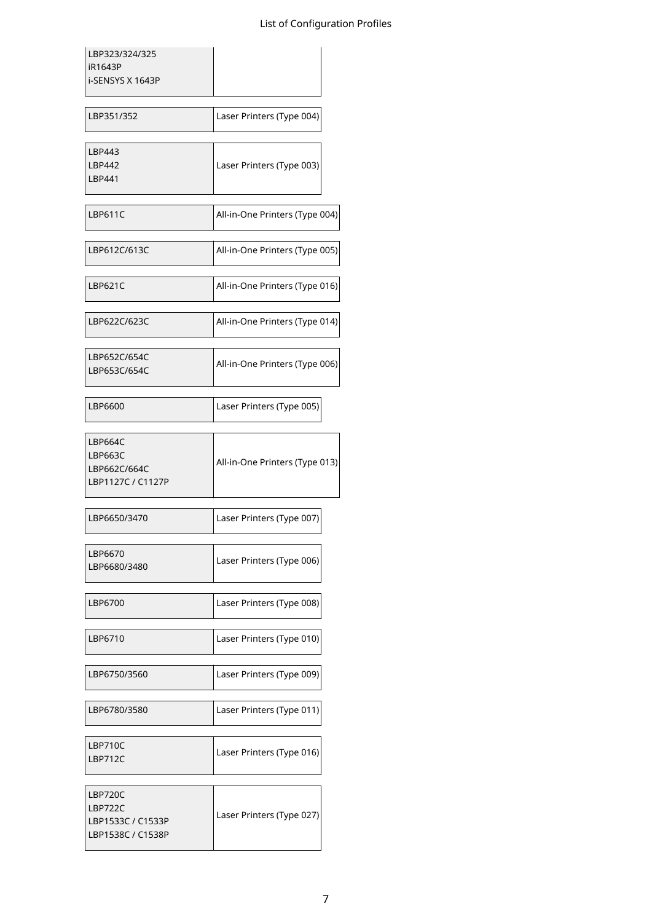| | |
|---|---|
| LBP323/324/325<br>iR1643P<br>i-SENSYS X 1643P | |

| | |
|---|---|
| LBP351/352 | Laser Printers (Type 004) |

| | |
|---|---|
| LBP443<br>LBP442<br>LBP441 | Laser Printers (Type 003) |

| | |
|---|---|
| LBP611C | All-in-One Printers (Type 004) |

| | |
|---|---|
| LBP612C/613C | All-in-One Printers (Type 005) |

| | |
|---|---|
| LBP621C | All-in-One Printers (Type 016) |

| | |
|---|---|
| LBP622C/623C | All-in-One Printers (Type 014) |

| | |
|---|---|
| LBP652C/654C<br>LBP653C/654C | All-in-One Printers (Type 006) |

| | |
|---|---|
| LBP6600 | Laser Printers (Type 005) |

| | |
|---|---|
| LBP664C<br>LBP663C<br>LBP662C/664C<br>LBP1127C / C1127P | All-in-One Printers (Type 013) |

| | |
|---|---|
| LBP6650/3470 | Laser Printers (Type 007) |

| | |
|---|---|
| LBP6670<br>LBP6680/3480 | Laser Printers (Type 006) |

| | |
|---|---|
| LBP6700 | Laser Printers (Type 008) |

| | |
|---|---|
| LBP6710 | Laser Printers (Type 010) |

| | |
|---|---|
| LBP6750/3560 | Laser Printers (Type 009) |

| | |
|---|---|
| LBP6780/3580 | Laser Printers (Type 011) |

| | |
|---|---|
| LBP710C<br>LBP712C | Laser Printers (Type 016) |

| | |
|---|---|
| LBP720C<br>LBP722C<br>LBP1533C / C1533P<br>LBP1538C / C1538P | Laser Printers (Type 027) |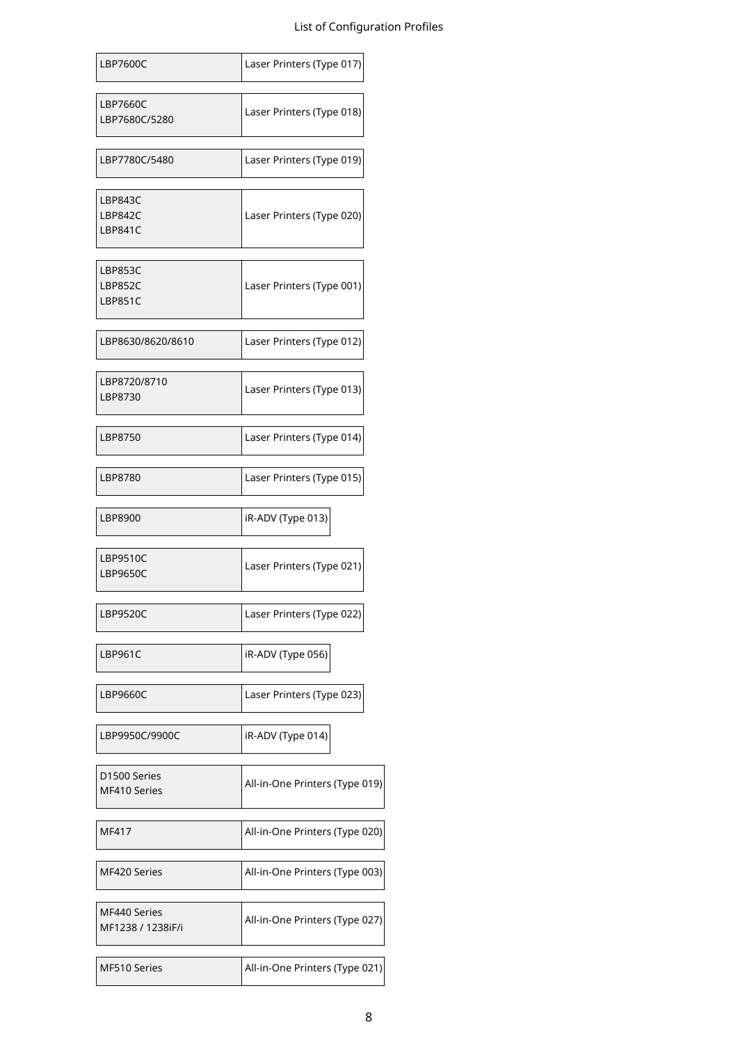| Model | Configuration Profile |
|---|---|
| LBP7600C | Laser Printers (Type 017) |
| LBP7660C<br>LBP7680C/5280 | Laser Printers (Type 018) |
| LBP7780C/5480 | Laser Printers (Type 019) |
| LBP843C<br>LBP842C<br>LBP841C | Laser Printers (Type 020) |
| LBP853C<br>LBP852C<br>LBP851C | Laser Printers (Type 001) |
| LBP8630/8620/8610 | Laser Printers (Type 012) |
| LBP8720/8710<br>LBP8730 | Laser Printers (Type 013) |
| LBP8750 | Laser Printers (Type 014) |
| LBP8780 | Laser Printers (Type 015) |
| LBP8900 | iR-ADV (Type 013) |
| LBP9510C<br>LBP9650C | Laser Printers (Type 021) |
| LBP9520C | Laser Printers (Type 022) |
| LBP961C | iR-ADV (Type 056) |
| LBP9660C | Laser Printers (Type 023) |
| LBP9950C/9900C | iR-ADV (Type 014) |
| D1500 Series<br>MF410 Series | All-in-One Printers (Type 019) |
| MF417 | All-in-One Printers (Type 020) |
| MF420 Series | All-in-One Printers (Type 003) |
| MF440 Series<br>MF1238 / 1238iF/i | All-in-One Printers (Type 027) |
| MF510 Series | All-in-One Printers (Type 021) |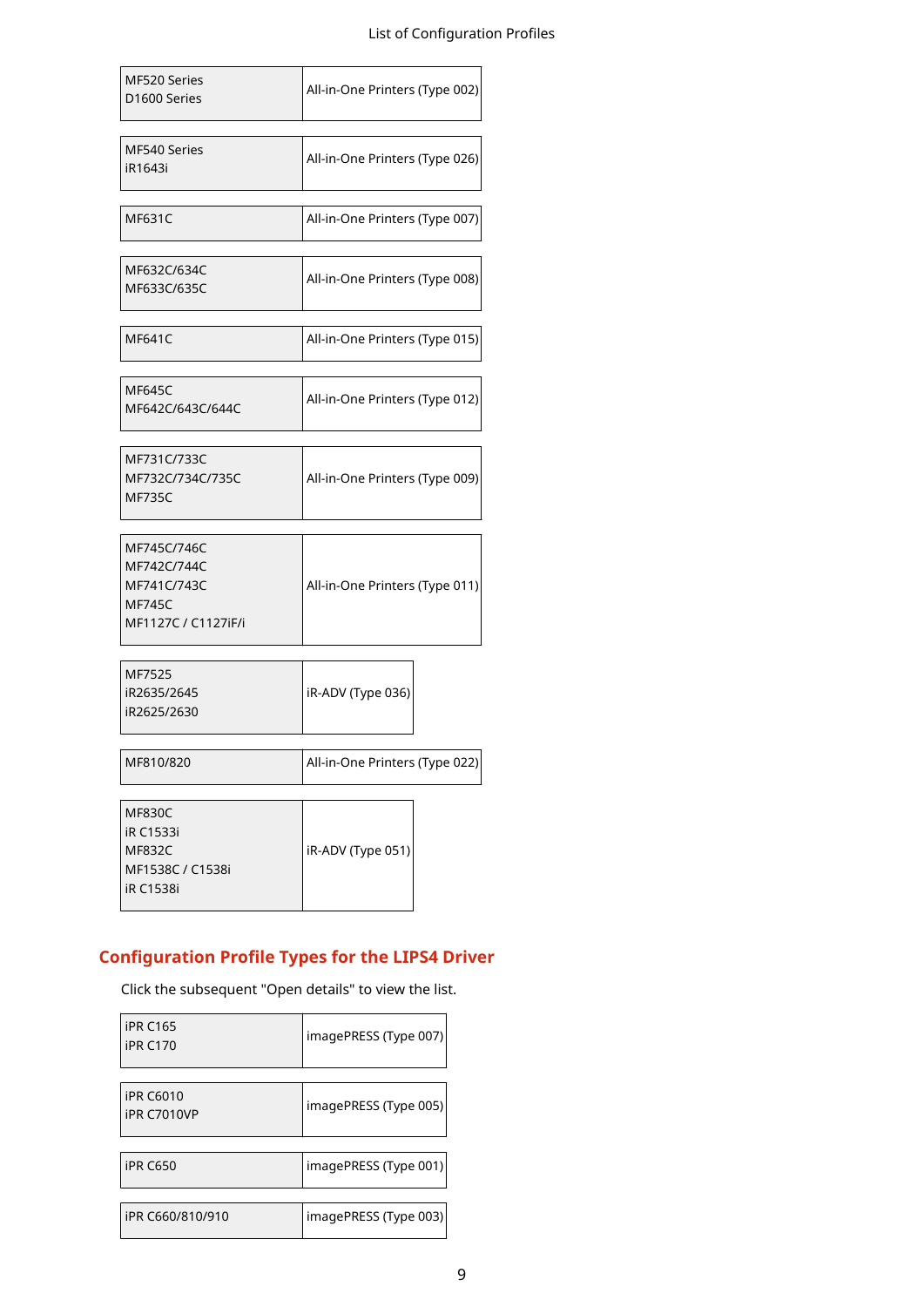| MF520 Series<br>D1600 Series | All-in-One Printers (Type 002) |
|---|---|

| MF540 Series<br>iR1643i | All-in-One Printers (Type 026) |
|---|---|

| MF631C | All-in-One Printers (Type 007) |
|---|---|

| MF632C/634C<br>MF633C/635C | All-in-One Printers (Type 008) |
|---|---|

| MF641C | All-in-One Printers (Type 015) |
|---|---|

| MF645C<br>MF642C/643C/644C | All-in-One Printers (Type 012) |
|---|---|

| MF731C/733C<br>MF732C/734C/735C<br>MF735C | All-in-One Printers (Type 009) |
|---|---|

| MF745C/746C<br>MF742C/744C<br>MF741C/743C<br>MF745C<br>MF1127C / C1127iF/i | All-in-One Printers (Type 011) |
|---|---|

| MF7525<br>iR2635/2645<br>iR2625/2630 | iR-ADV (Type 036) |
|---|---|

| MF810/820 | All-in-One Printers (Type 022) |
|---|---|

| MF830C<br>iR C1533i<br>MF832C<br>MF1538C / C1538i<br>iR C1538i | iR-ADV (Type 051) |
|---|---|

## Configuration Profile Types for the LIPS4 Driver

Click the subsequent "Open details" to view the list.

| iPR C165<br>iPR C170 | imagePRESS (Type 007) |
|---|---|

| iPR C6010<br>iPR C7010VP | imagePRESS (Type 005) |
|---|---|

| iPR C650 | imagePRESS (Type 001) |
|---|---|

| iPR C660/810/910 | imagePRESS (Type 003) |
|---|---|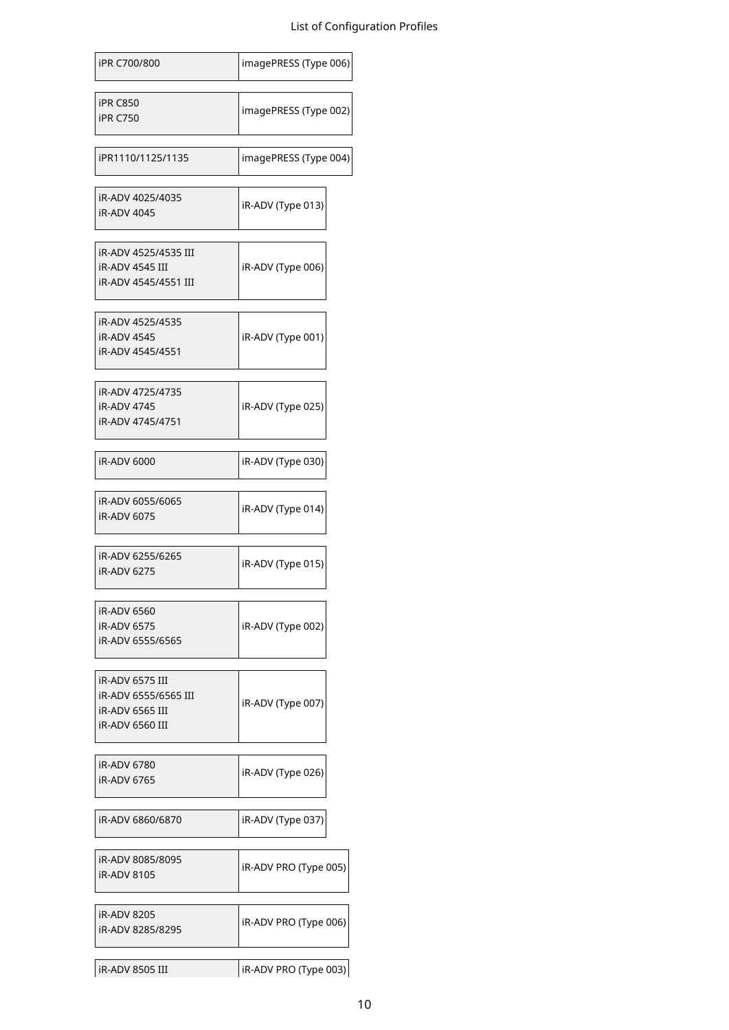| Model | Configuration Profile |
| --- | --- |
| iPR C700/800 | imagePRESS (Type 006) |
| iPR C850<br>iPR C750 | imagePRESS (Type 002) |
| iPR1110/1125/1135 | imagePRESS (Type 004) |
| iR-ADV 4025/4035<br>iR-ADV 4045 | iR-ADV (Type 013) |
| iR-ADV 4525/4535 III<br>iR-ADV 4545 III<br>iR-ADV 4545/4551 III | iR-ADV (Type 006) |
| iR-ADV 4525/4535<br>iR-ADV 4545<br>iR-ADV 4545/4551 | iR-ADV (Type 001) |
| iR-ADV 4725/4735<br>iR-ADV 4745<br>iR-ADV 4745/4751 | iR-ADV (Type 025) |
| iR-ADV 6000 | iR-ADV (Type 030) |
| iR-ADV 6055/6065<br>iR-ADV 6075 | iR-ADV (Type 014) |
| iR-ADV 6255/6265<br>iR-ADV 6275 | iR-ADV (Type 015) |
| iR-ADV 6560<br>iR-ADV 6575<br>iR-ADV 6555/6565 | iR-ADV (Type 002) |
| iR-ADV 6575 III<br>iR-ADV 6555/6565 III<br>iR-ADV 6565 III<br>iR-ADV 6560 III | iR-ADV (Type 007) |
| iR-ADV 6780<br>iR-ADV 6765 | iR-ADV (Type 026) |
| iR-ADV 6860/6870 | iR-ADV (Type 037) |
| iR-ADV 8085/8095<br>iR-ADV 8105 | iR-ADV PRO (Type 005) |
| iR-ADV 8205<br>iR-ADV 8285/8295 | iR-ADV PRO (Type 006) |
| iR-ADV 8505 III | iR-ADV PRO (Type 003) |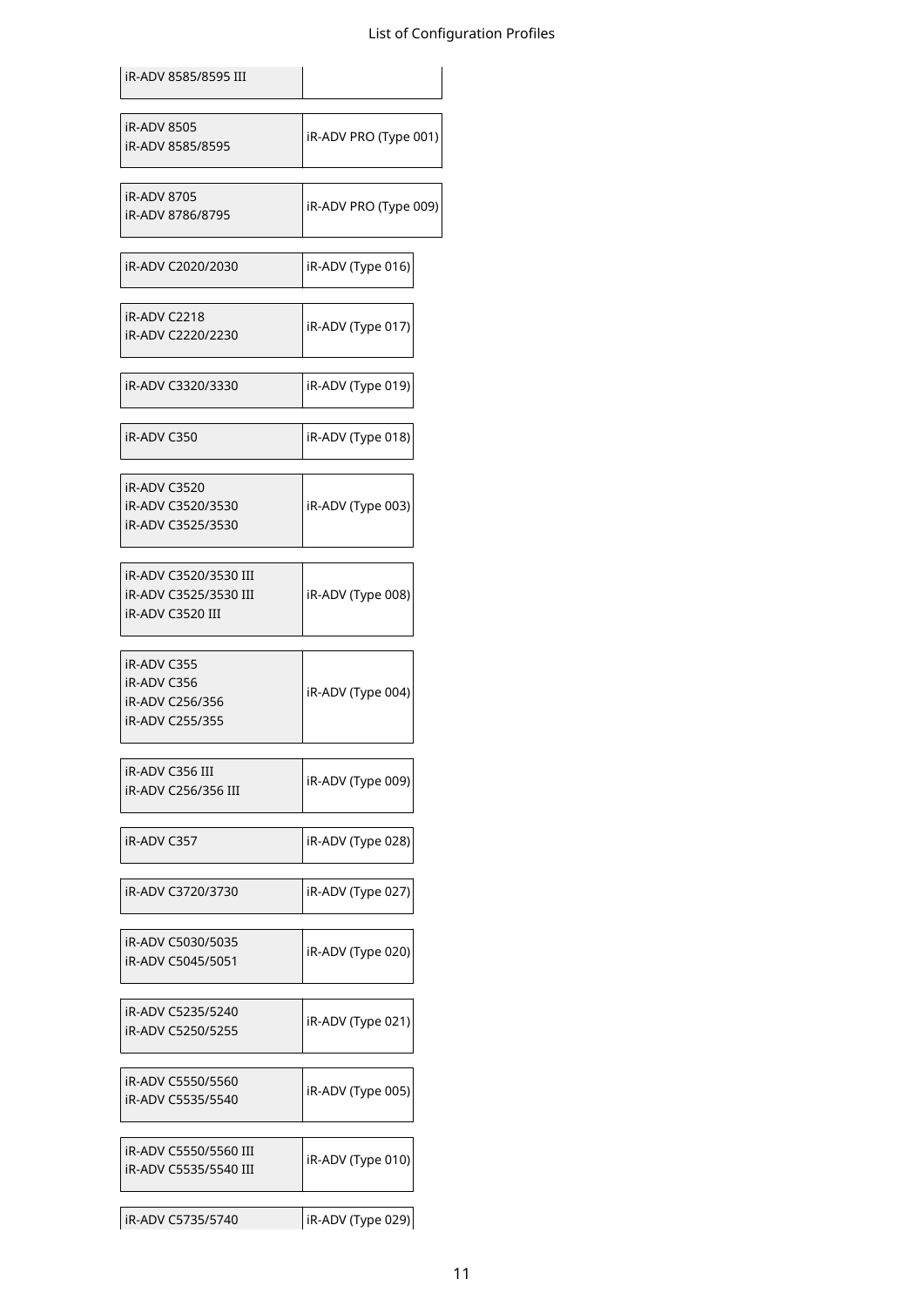| | |
|---|---|
| iR-ADV 8585/8595 III | |
| iR-ADV 8505<br>iR-ADV 8585/8595 | iR-ADV PRO (Type 001) |
| iR-ADV 8705<br>iR-ADV 8786/8795 | iR-ADV PRO (Type 009) |
| iR-ADV C2020/2030 | iR-ADV (Type 016) |
| iR-ADV C2218<br>iR-ADV C2220/2230 | iR-ADV (Type 017) |
| iR-ADV C3320/3330 | iR-ADV (Type 019) |
| iR-ADV C350 | iR-ADV (Type 018) |
| iR-ADV C3520<br>iR-ADV C3520/3530<br>iR-ADV C3525/3530 | iR-ADV (Type 003) |
| iR-ADV C3520/3530 III<br>iR-ADV C3525/3530 III<br>iR-ADV C3520 III | iR-ADV (Type 008) |
| iR-ADV C355<br>iR-ADV C356<br>iR-ADV C256/356<br>iR-ADV C255/355 | iR-ADV (Type 004) |
| iR-ADV C356 III<br>iR-ADV C256/356 III | iR-ADV (Type 009) |
| iR-ADV C357 | iR-ADV (Type 028) |
| iR-ADV C3720/3730 | iR-ADV (Type 027) |
| iR-ADV C5030/5035<br>iR-ADV C5045/5051 | iR-ADV (Type 020) |
| iR-ADV C5235/5240<br>iR-ADV C5250/5255 | iR-ADV (Type 021) |
| iR-ADV C5550/5560<br>iR-ADV C5535/5540 | iR-ADV (Type 005) |
| iR-ADV C5550/5560 III<br>iR-ADV C5535/5540 III | iR-ADV (Type 010) |
| iR-ADV C5735/5740 | iR-ADV (Type 029) |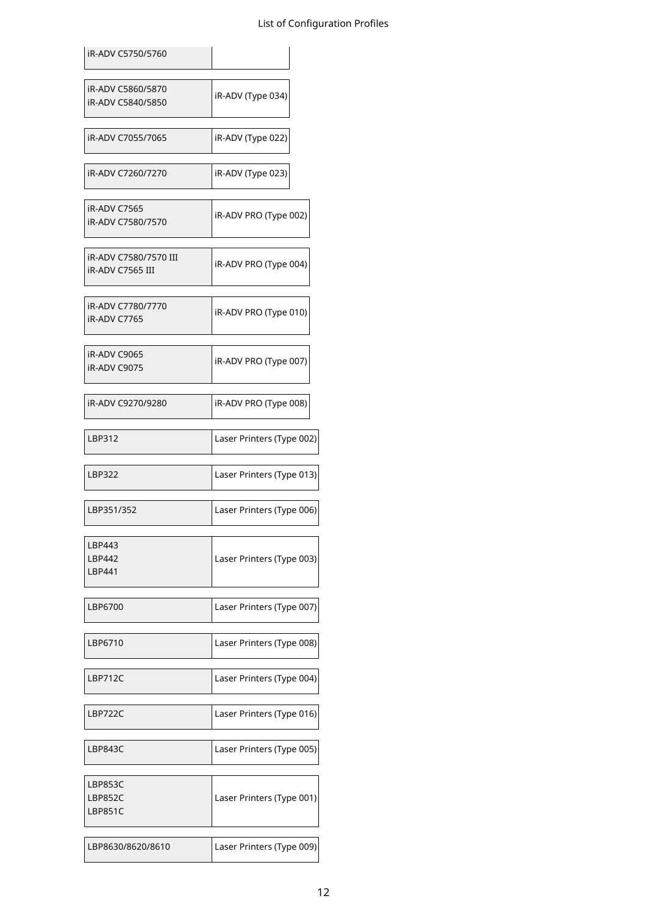| Model | Configuration Profile |
|---|---|
| iR-ADV C5750/5760 | |
| iR-ADV C5860/5870<br>iR-ADV C5840/5850 | iR-ADV (Type 034) |
| iR-ADV C7055/7065 | iR-ADV (Type 022) |
| iR-ADV C7260/7270 | iR-ADV (Type 023) |
| iR-ADV C7565<br>iR-ADV C7580/7570 | iR-ADV PRO (Type 002) |
| iR-ADV C7580/7570 III<br>iR-ADV C7565 III | iR-ADV PRO (Type 004) |
| iR-ADV C7780/7770<br>iR-ADV C7765 | iR-ADV PRO (Type 010) |
| iR-ADV C9065<br>iR-ADV C9075 | iR-ADV PRO (Type 007) |
| iR-ADV C9270/9280 | iR-ADV PRO (Type 008) |
| LBP312 | Laser Printers (Type 002) |
| LBP322 | Laser Printers (Type 013) |
| LBP351/352 | Laser Printers (Type 006) |
| LBP443<br>LBP442<br>LBP441 | Laser Printers (Type 003) |
| LBP6700 | Laser Printers (Type 007) |
| LBP6710 | Laser Printers (Type 008) |
| LBP712C | Laser Printers (Type 004) |
| LBP722C | Laser Printers (Type 016) |
| LBP843C | Laser Printers (Type 005) |
| LBP853C<br>LBP852C<br>LBP851C | Laser Printers (Type 001) |
| LBP8630/8620/8610 | Laser Printers (Type 009) |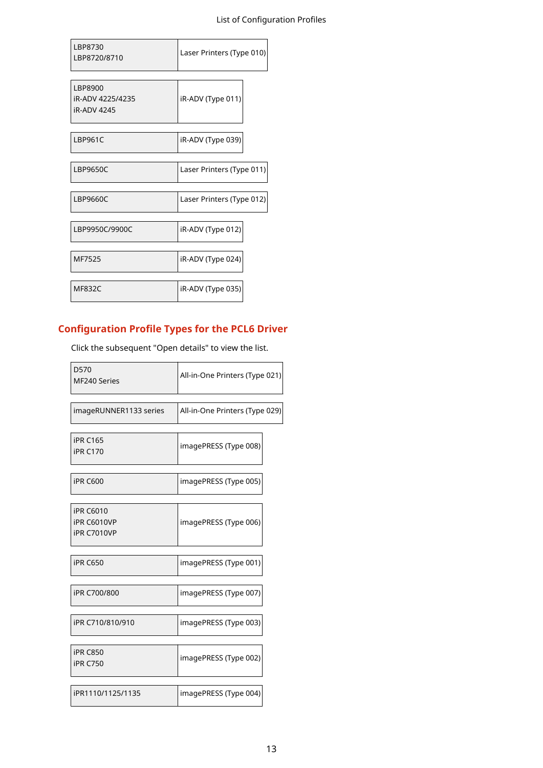| | |
|---|---|
| LBP8730<br>LBP8720/8710 | Laser Printers (Type 010) |

| | |
|---|---|
| LBP8900<br>iR-ADV 4225/4235<br>iR-ADV 4245 | iR-ADV (Type 011) |

| | |
|---|---|
| LBP961C | iR-ADV (Type 039) |

| | |
|---|---|
| LBP9650C | Laser Printers (Type 011) |

| | |
|---|---|
| LBP9660C | Laser Printers (Type 012) |

| | |
|---|---|
| LBP9950C/9900C | iR-ADV (Type 012) |

| | |
|---|---|
| MF7525 | iR-ADV (Type 024) |

| | |
|---|---|
| MF832C | iR-ADV (Type 035) |

## Configuration Profile Types for the PCL6 Driver

Click the subsequent "Open details" to view the list.

| | |
|---|---|
| D570<br>MF240 Series | All-in-One Printers (Type 021) |

| | |
|---|---|
| imageRUNNER1133 series | All-in-One Printers (Type 029) |

| | |
|---|---|
| iPR C165<br>iPR C170 | imagePRESS (Type 008) |

| | |
|---|---|
| iPR C600 | imagePRESS (Type 005) |

| | |
|---|---|
| iPR C6010<br>iPR C6010VP<br>iPR C7010VP | imagePRESS (Type 006) |

| | |
|---|---|
| iPR C650 | imagePRESS (Type 001) |

| | |
|---|---|
| iPR C700/800 | imagePRESS (Type 007) |

| | |
|---|---|
| iPR C710/810/910 | imagePRESS (Type 003) |

| | |
|---|---|
| iPR C850<br>iPR C750 | imagePRESS (Type 002) |

| | |
|---|---|
| iPR1110/1125/1135 | imagePRESS (Type 004) |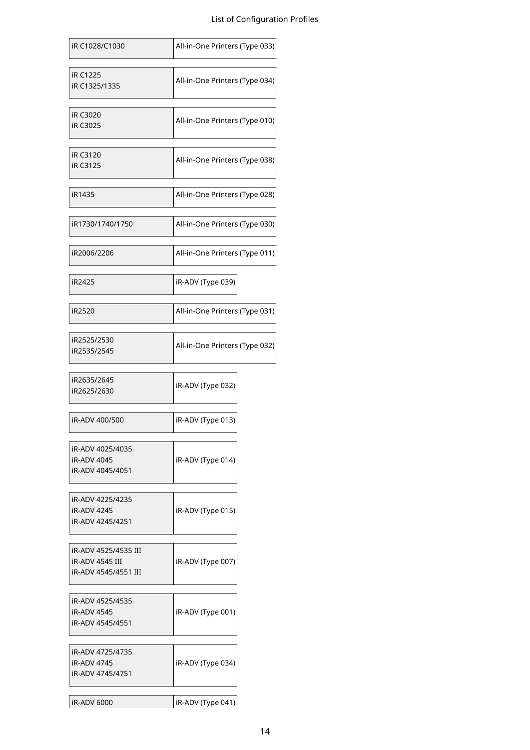| iR C1028/C1030 | All-in-One Printers (Type 033) |
|---|---|
| iR C1225<br>iR C1325/1335 | All-in-One Printers (Type 034) |
| iR C3020<br>iR C3025 | All-in-One Printers (Type 010) |
| iR C3120<br>iR C3125 | All-in-One Printers (Type 038) |
| iR1435 | All-in-One Printers (Type 028) |
| iR1730/1740/1750 | All-in-One Printers (Type 030) |
| iR2006/2206 | All-in-One Printers (Type 011) |
| iR2425 | iR-ADV (Type 039) |
| iR2520 | All-in-One Printers (Type 031) |
| iR2525/2530<br>iR2535/2545 | All-in-One Printers (Type 032) |
| iR2635/2645<br>iR2625/2630 | iR-ADV (Type 032) |
| iR-ADV 400/500 | iR-ADV (Type 013) |
| iR-ADV 4025/4035<br>iR-ADV 4045<br>iR-ADV 4045/4051 | iR-ADV (Type 014) |
| iR-ADV 4225/4235<br>iR-ADV 4245<br>iR-ADV 4245/4251 | iR-ADV (Type 015) |
| iR-ADV 4525/4535 III<br>iR-ADV 4545 III<br>iR-ADV 4545/4551 III | iR-ADV (Type 007) |
| iR-ADV 4525/4535<br>iR-ADV 4545<br>iR-ADV 4545/4551 | iR-ADV (Type 001) |
| iR-ADV 4725/4735<br>iR-ADV 4745<br>iR-ADV 4745/4751 | iR-ADV (Type 034) |
| iR-ADV 6000 | iR-ADV (Type 041) |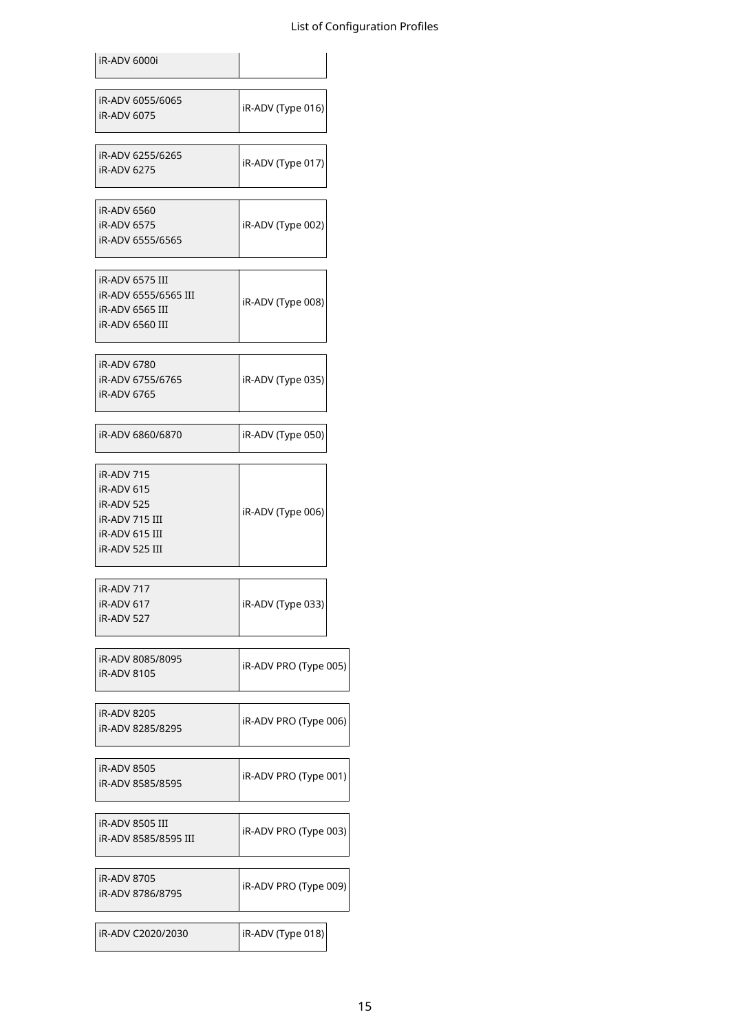| Model | Configuration Profile |
|---|---|
| iR-ADV 6000i | |
| iR-ADV 6055/6065<br>iR-ADV 6075 | iR-ADV (Type 016) |
| iR-ADV 6255/6265<br>iR-ADV 6275 | iR-ADV (Type 017) |
| iR-ADV 6560<br>iR-ADV 6575<br>iR-ADV 6555/6565 | iR-ADV (Type 002) |
| iR-ADV 6575 III<br>iR-ADV 6555/6565 III<br>iR-ADV 6565 III<br>iR-ADV 6560 III | iR-ADV (Type 008) |
| iR-ADV 6780<br>iR-ADV 6755/6765<br>iR-ADV 6765 | iR-ADV (Type 035) |
| iR-ADV 6860/6870 | iR-ADV (Type 050) |
| iR-ADV 715<br>iR-ADV 615<br>iR-ADV 525<br>iR-ADV 715 III<br>iR-ADV 615 III<br>iR-ADV 525 III | iR-ADV (Type 006) |
| iR-ADV 717<br>iR-ADV 617<br>iR-ADV 527 | iR-ADV (Type 033) |
| iR-ADV 8085/8095<br>iR-ADV 8105 | iR-ADV PRO (Type 005) |
| iR-ADV 8205<br>iR-ADV 8285/8295 | iR-ADV PRO (Type 006) |
| iR-ADV 8505<br>iR-ADV 8585/8595 | iR-ADV PRO (Type 001) |
| iR-ADV 8505 III<br>iR-ADV 8585/8595 III | iR-ADV PRO (Type 003) |
| iR-ADV 8705<br>iR-ADV 8786/8795 | iR-ADV PRO (Type 009) |
| iR-ADV C2020/2030 | iR-ADV (Type 018) |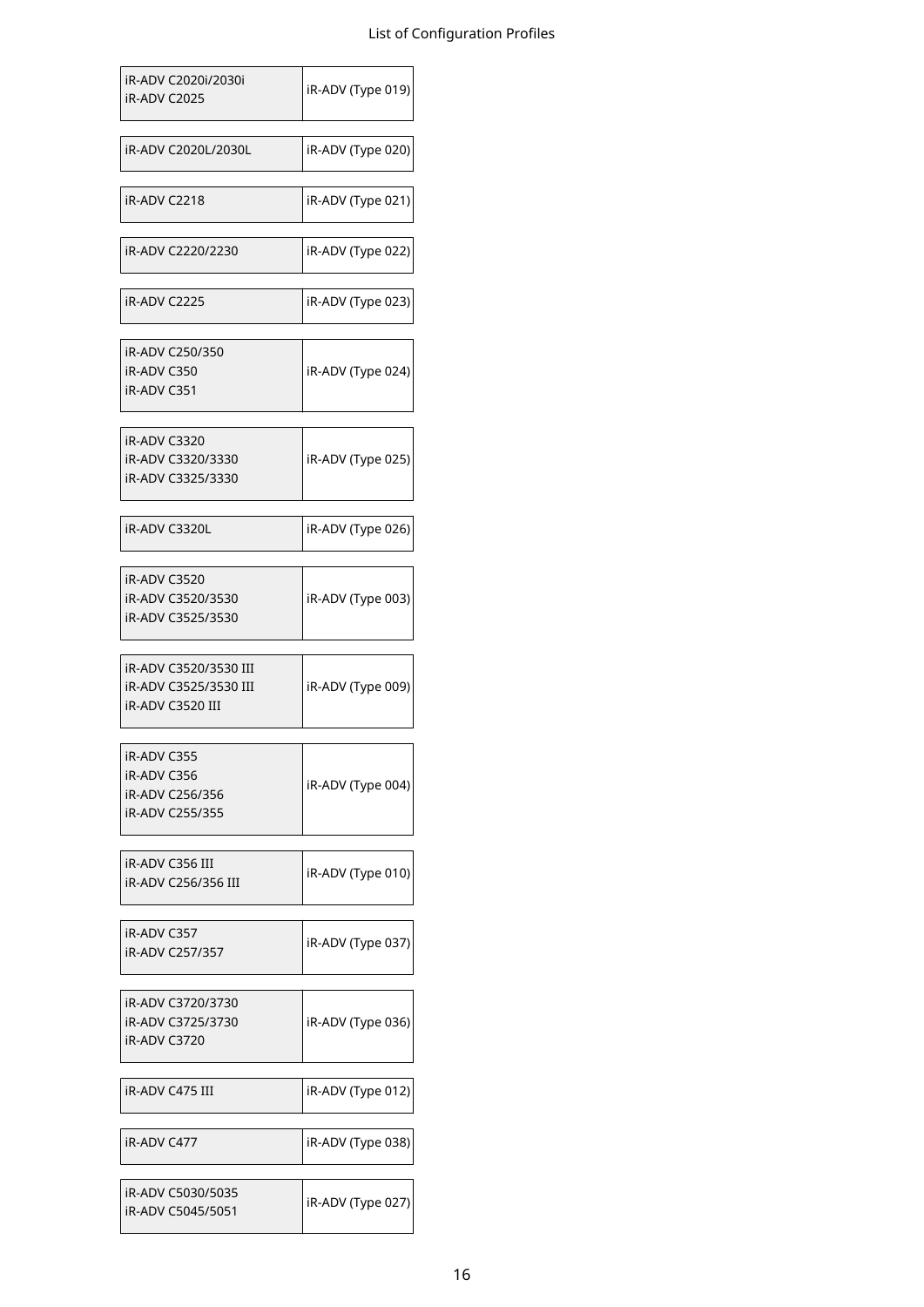| Model | Configuration Profile |
|---|---|
| iR-ADV C2020i/2030i<br>iR-ADV C2025 | iR-ADV (Type 019) |
| iR-ADV C2020L/2030L | iR-ADV (Type 020) |
| iR-ADV C2218 | iR-ADV (Type 021) |
| iR-ADV C2220/2230 | iR-ADV (Type 022) |
| iR-ADV C2225 | iR-ADV (Type 023) |
| iR-ADV C250/350<br>iR-ADV C350<br>iR-ADV C351 | iR-ADV (Type 024) |
| iR-ADV C3320<br>iR-ADV C3320/3330<br>iR-ADV C3325/3330 | iR-ADV (Type 025) |
| iR-ADV C3320L | iR-ADV (Type 026) |
| iR-ADV C3520<br>iR-ADV C3520/3530<br>iR-ADV C3525/3530 | iR-ADV (Type 003) |
| iR-ADV C3520/3530 III<br>iR-ADV C3525/3530 III<br>iR-ADV C3520 III | iR-ADV (Type 009) |
| iR-ADV C355<br>iR-ADV C356<br>iR-ADV C256/356<br>iR-ADV C255/355 | iR-ADV (Type 004) |
| iR-ADV C356 III<br>iR-ADV C256/356 III | iR-ADV (Type 010) |
| iR-ADV C357<br>iR-ADV C257/357 | iR-ADV (Type 037) |
| iR-ADV C3720/3730<br>iR-ADV C3725/3730<br>iR-ADV C3720 | iR-ADV (Type 036) |
| iR-ADV C475 III | iR-ADV (Type 012) |
| iR-ADV C477 | iR-ADV (Type 038) |
| iR-ADV C5030/5035<br>iR-ADV C5045/5051 | iR-ADV (Type 027) |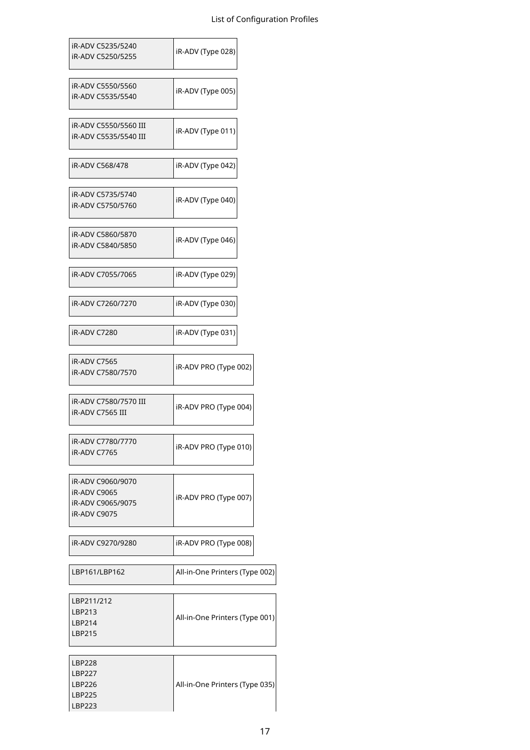| | |
|---|---|
| iR-ADV C5235/5240<br>iR-ADV C5250/5255 | iR-ADV (Type 028) |
| iR-ADV C5550/5560<br>iR-ADV C5535/5540 | iR-ADV (Type 005) |
| iR-ADV C5550/5560 III<br>iR-ADV C5535/5540 III | iR-ADV (Type 011) |
| iR-ADV C568/478 | iR-ADV (Type 042) |
| iR-ADV C5735/5740<br>iR-ADV C5750/5760 | iR-ADV (Type 040) |
| iR-ADV C5860/5870<br>iR-ADV C5840/5850 | iR-ADV (Type 046) |
| iR-ADV C7055/7065 | iR-ADV (Type 029) |
| iR-ADV C7260/7270 | iR-ADV (Type 030) |
| iR-ADV C7280 | iR-ADV (Type 031) |
| iR-ADV C7565<br>iR-ADV C7580/7570 | iR-ADV PRO (Type 002) |
| iR-ADV C7580/7570 III<br>iR-ADV C7565 III | iR-ADV PRO (Type 004) |
| iR-ADV C7780/7770<br>iR-ADV C7765 | iR-ADV PRO (Type 010) |
| iR-ADV C9060/9070<br>iR-ADV C9065<br>iR-ADV C9065/9075<br>iR-ADV C9075 | iR-ADV PRO (Type 007) |
| iR-ADV C9270/9280 | iR-ADV PRO (Type 008) |
| LBP161/LBP162 | All-in-One Printers (Type 002) |
| LBP211/212<br>LBP213<br>LBP214<br>LBP215 | All-in-One Printers (Type 001) |
| LBP228<br>LBP227<br>LBP226<br>LBP225<br>LBP223 | All-in-One Printers (Type 035) |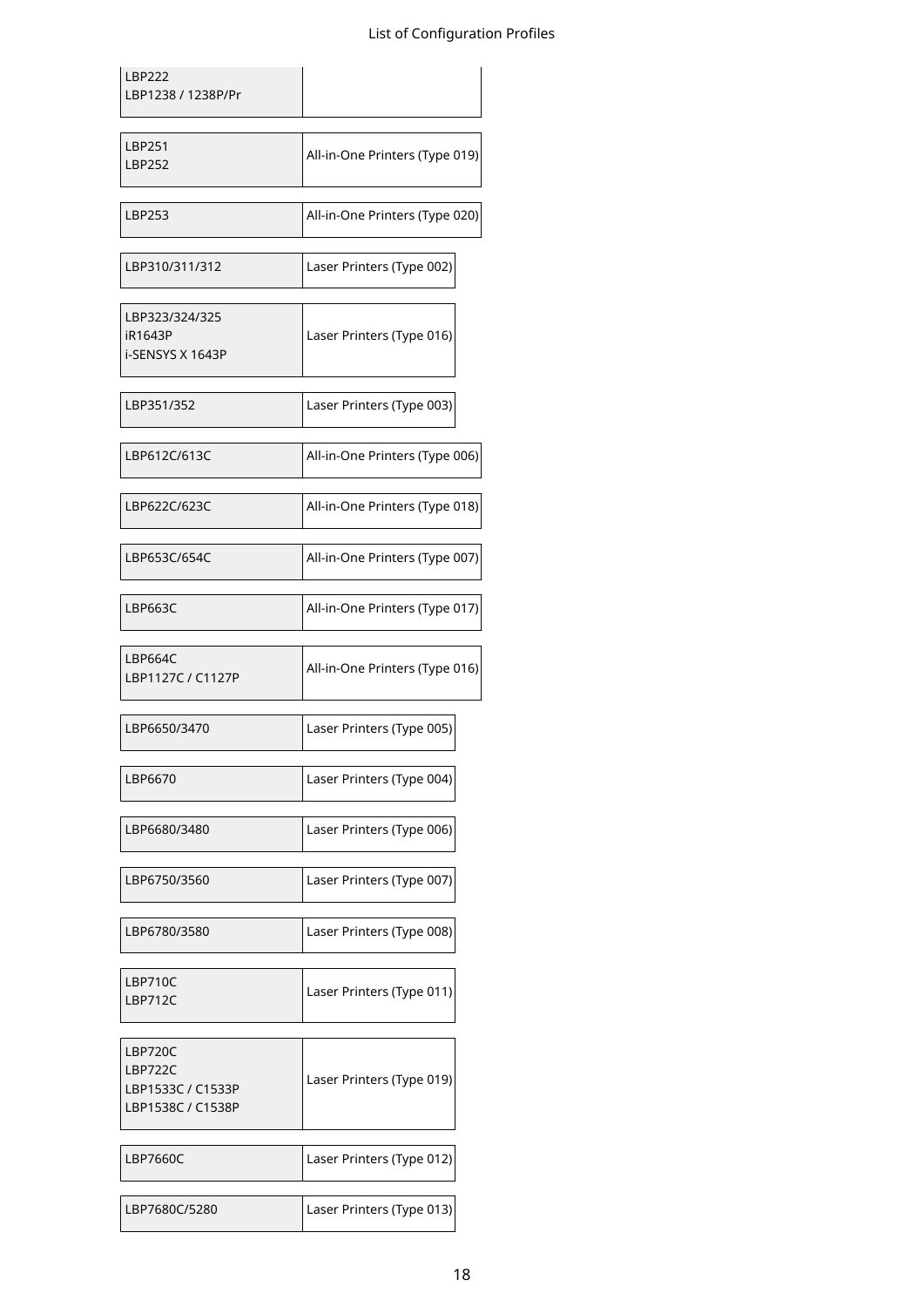| | |
|---|---|
| LBP222<br>LBP1238 / 1238P/Pr | |
| LBP251<br>LBP252 | All-in-One Printers (Type 019) |
| LBP253 | All-in-One Printers (Type 020) |
| LBP310/311/312 | Laser Printers (Type 002) |
| LBP323/324/325<br>iR1643P<br>i-SENSYS X 1643P | Laser Printers (Type 016) |
| LBP351/352 | Laser Printers (Type 003) |
| LBP612C/613C | All-in-One Printers (Type 006) |
| LBP622C/623C | All-in-One Printers (Type 018) |
| LBP653C/654C | All-in-One Printers (Type 007) |
| LBP663C | All-in-One Printers (Type 017) |
| LBP664C<br>LBP1127C / C1127P | All-in-One Printers (Type 016) |
| LBP6650/3470 | Laser Printers (Type 005) |
| LBP6670 | Laser Printers (Type 004) |
| LBP6680/3480 | Laser Printers (Type 006) |
| LBP6750/3560 | Laser Printers (Type 007) |
| LBP6780/3580 | Laser Printers (Type 008) |
| LBP710C<br>LBP712C | Laser Printers (Type 011) |
| LBP720C<br>LBP722C<br>LBP1533C / C1533P<br>LBP1538C / C1538P | Laser Printers (Type 019) |
| LBP7660C | Laser Printers (Type 012) |
| LBP7680C/5280 | Laser Printers (Type 013) |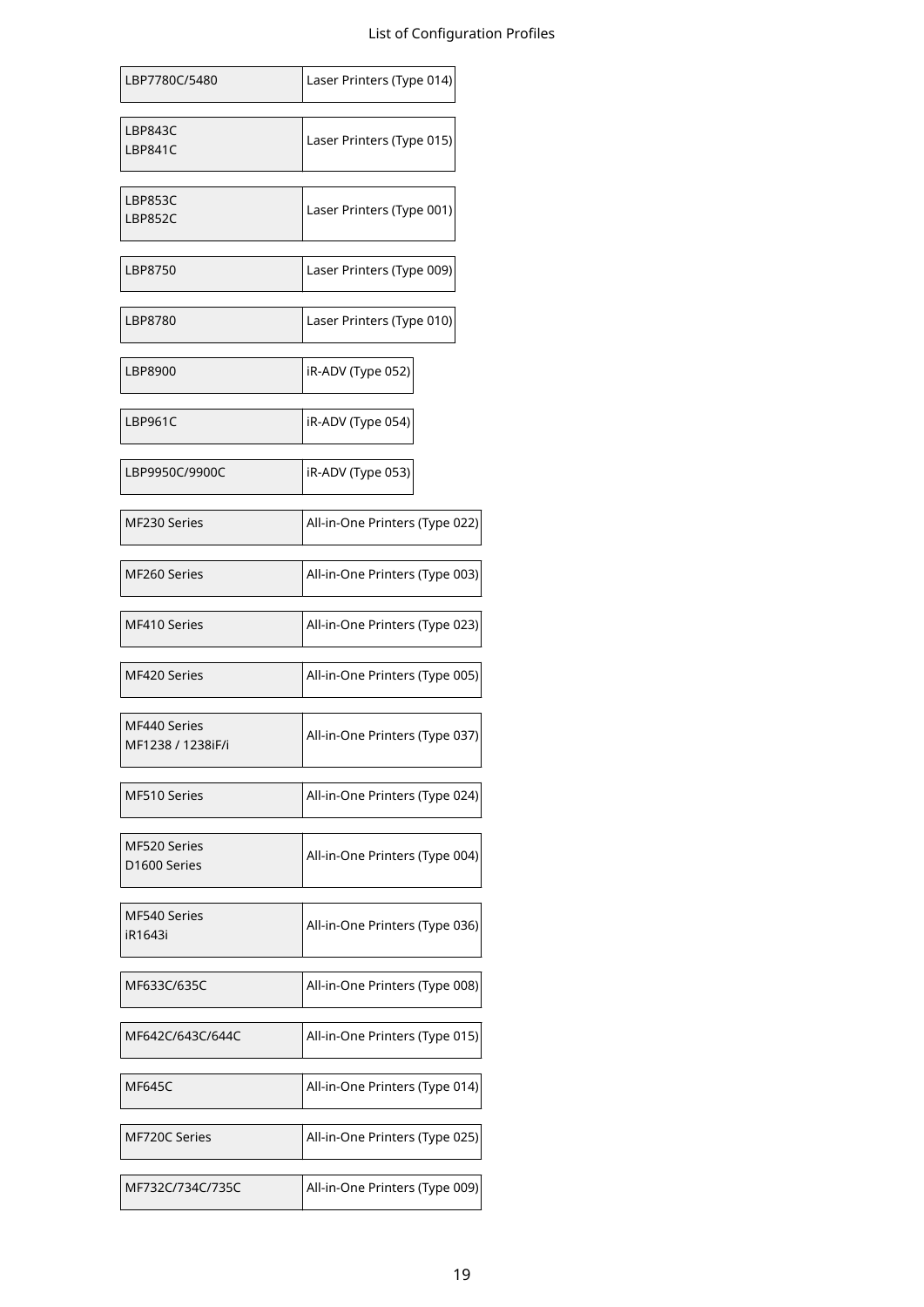| | |
|---|---|
| LBP7780C/5480 | Laser Printers (Type 014) |
| LBP843C<br>LBP841C | Laser Printers (Type 015) |
| LBP853C<br>LBP852C | Laser Printers (Type 001) |
| LBP8750 | Laser Printers (Type 009) |
| LBP8780 | Laser Printers (Type 010) |
| LBP8900 | iR-ADV (Type 052) |
| LBP961C | iR-ADV (Type 054) |
| LBP9950C/9900C | iR-ADV (Type 053) |
| MF230 Series | All-in-One Printers (Type 022) |
| MF260 Series | All-in-One Printers (Type 003) |
| MF410 Series | All-in-One Printers (Type 023) |
| MF420 Series | All-in-One Printers (Type 005) |
| MF440 Series<br>MF1238 / 1238iF/i | All-in-One Printers (Type 037) |
| MF510 Series | All-in-One Printers (Type 024) |
| MF520 Series<br>D1600 Series | All-in-One Printers (Type 004) |
| MF540 Series<br>iR1643i | All-in-One Printers (Type 036) |
| MF633C/635C | All-in-One Printers (Type 008) |
| MF642C/643C/644C | All-in-One Printers (Type 015) |
| MF645C | All-in-One Printers (Type 014) |
| MF720C Series | All-in-One Printers (Type 025) |
| MF732C/734C/735C | All-in-One Printers (Type 009) |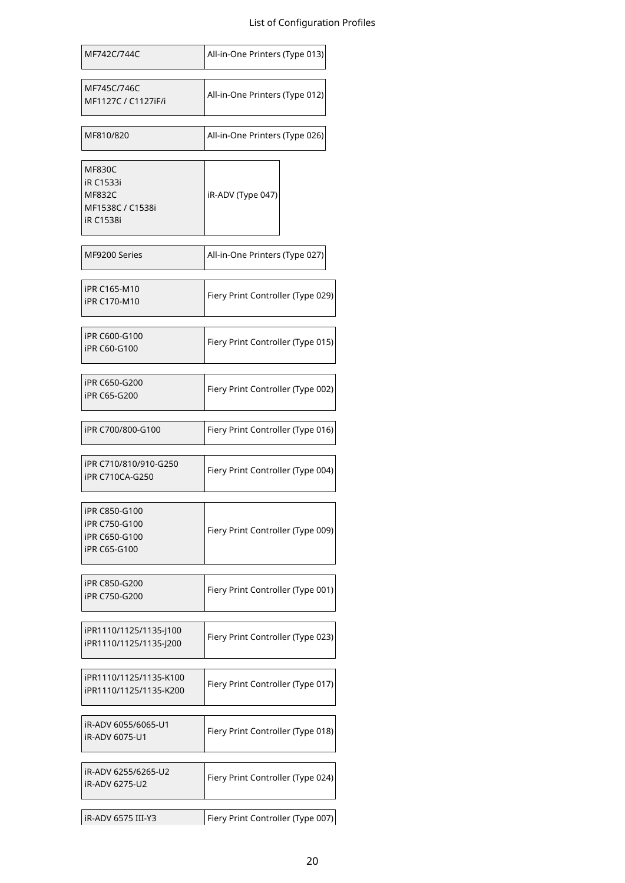| Model | Configuration Profile |
|---|---|
| MF742C/744C | All-in-One Printers (Type 013) |
| MF745C/746C<br>MF1127C / C1127iF/i | All-in-One Printers (Type 012) |
| MF810/820 | All-in-One Printers (Type 026) |
| MF830C<br>iR C1533i<br>MF832C<br>MF1538C / C1538i<br>iR C1538i | iR-ADV (Type 047) |
| MF9200 Series | All-in-One Printers (Type 027) |
| iPR C165-M10<br>iPR C170-M10 | Fiery Print Controller (Type 029) |
| iPR C600-G100<br>iPR C60-G100 | Fiery Print Controller (Type 015) |
| iPR C650-G200<br>iPR C65-G200 | Fiery Print Controller (Type 002) |
| iPR C700/800-G100 | Fiery Print Controller (Type 016) |
| iPR C710/810/910-G250<br>iPR C710CA-G250 | Fiery Print Controller (Type 004) |
| iPR C850-G100<br>iPR C750-G100<br>iPR C650-G100<br>iPR C65-G100 | Fiery Print Controller (Type 009) |
| iPR C850-G200<br>iPR C750-G200 | Fiery Print Controller (Type 001) |
| iPR1110/1125/1135-J100<br>iPR1110/1125/1135-J200 | Fiery Print Controller (Type 023) |
| iPR1110/1125/1135-K100<br>iPR1110/1125/1135-K200 | Fiery Print Controller (Type 017) |
| iR-ADV 6055/6065-U1<br>iR-ADV 6075-U1 | Fiery Print Controller (Type 018) |
| iR-ADV 6255/6265-U2<br>iR-ADV 6275-U2 | Fiery Print Controller (Type 024) |
| iR-ADV 6575 III-Y3 | Fiery Print Controller (Type 007) |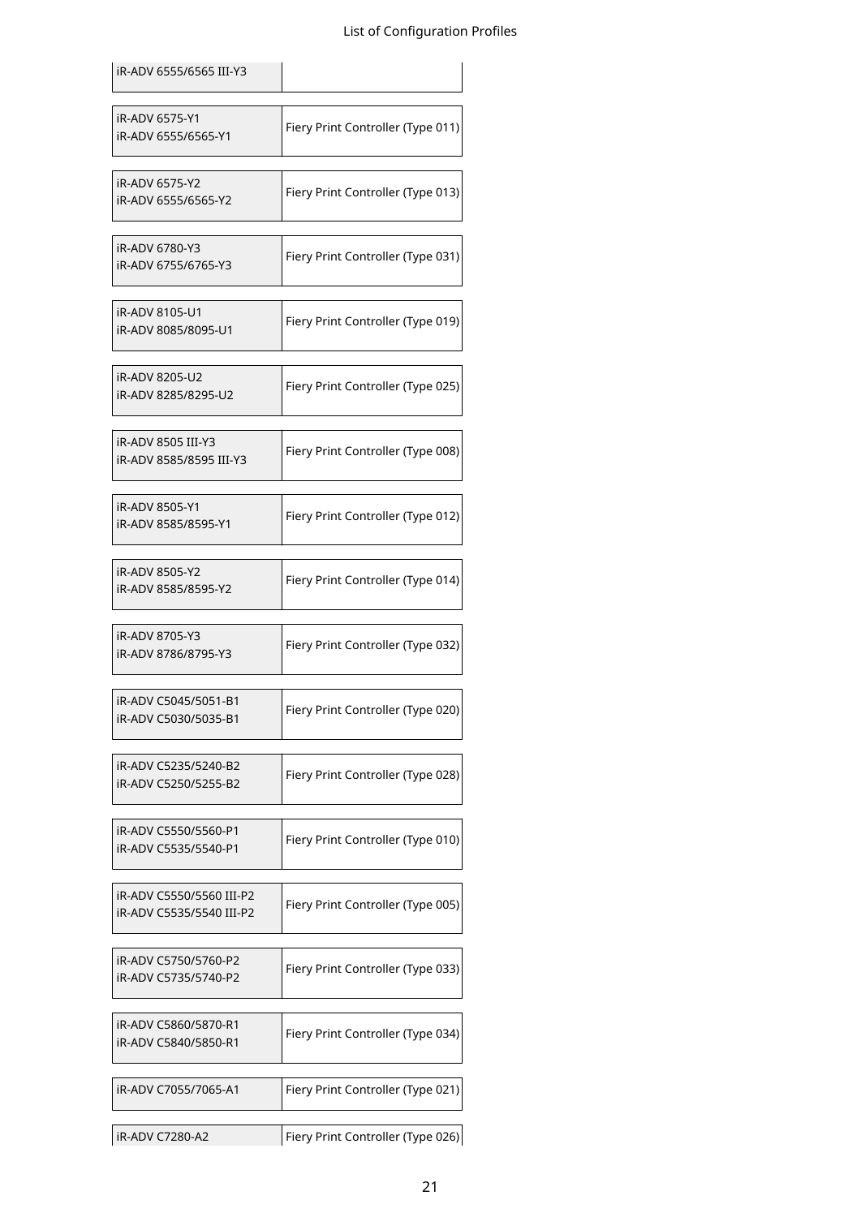| | |
|---|---|
| iR-ADV 6555/6565 III-Y3 | |
| iR-ADV 6575-Y1<br>iR-ADV 6555/6565-Y1 | Fiery Print Controller (Type 011) |
| iR-ADV 6575-Y2<br>iR-ADV 6555/6565-Y2 | Fiery Print Controller (Type 013) |
| iR-ADV 6780-Y3<br>iR-ADV 6755/6765-Y3 | Fiery Print Controller (Type 031) |
| iR-ADV 8105-U1<br>iR-ADV 8085/8095-U1 | Fiery Print Controller (Type 019) |
| iR-ADV 8205-U2<br>iR-ADV 8285/8295-U2 | Fiery Print Controller (Type 025) |
| iR-ADV 8505 III-Y3<br>iR-ADV 8585/8595 III-Y3 | Fiery Print Controller (Type 008) |
| iR-ADV 8505-Y1<br>iR-ADV 8585/8595-Y1 | Fiery Print Controller (Type 012) |
| iR-ADV 8505-Y2<br>iR-ADV 8585/8595-Y2 | Fiery Print Controller (Type 014) |
| iR-ADV 8705-Y3<br>iR-ADV 8786/8795-Y3 | Fiery Print Controller (Type 032) |
| iR-ADV C5045/5051-B1<br>iR-ADV C5030/5035-B1 | Fiery Print Controller (Type 020) |
| iR-ADV C5235/5240-B2<br>iR-ADV C5250/5255-B2 | Fiery Print Controller (Type 028) |
| iR-ADV C5550/5560-P1<br>iR-ADV C5535/5540-P1 | Fiery Print Controller (Type 010) |
| iR-ADV C5550/5560 III-P2<br>iR-ADV C5535/5540 III-P2 | Fiery Print Controller (Type 005) |
| iR-ADV C5750/5760-P2<br>iR-ADV C5735/5740-P2 | Fiery Print Controller (Type 033) |
| iR-ADV C5860/5870-R1<br>iR-ADV C5840/5850-R1 | Fiery Print Controller (Type 034) |
| iR-ADV C7055/7065-A1 | Fiery Print Controller (Type 021) |
| iR-ADV C7280-A2 | Fiery Print Controller (Type 026) |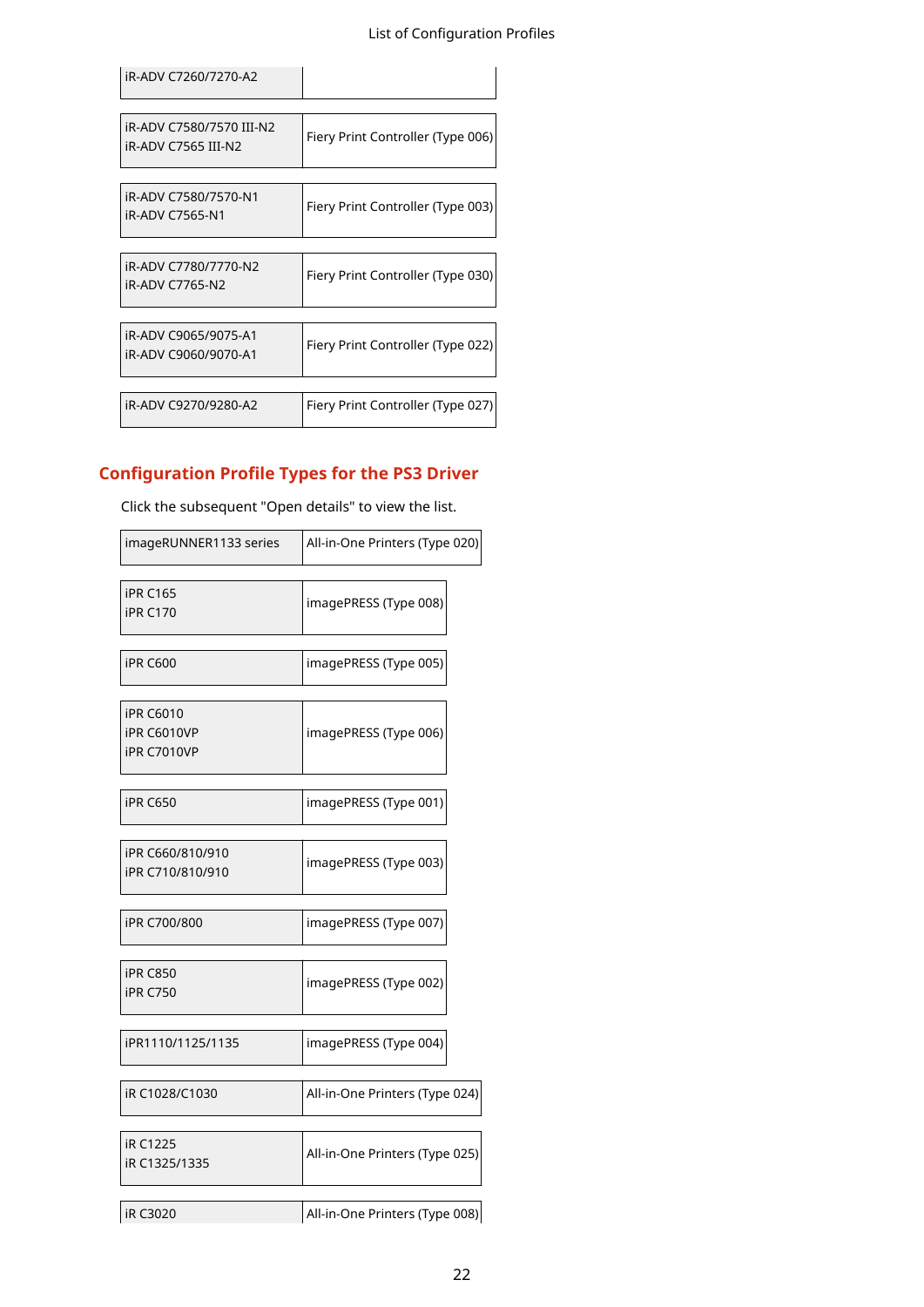| | |
|---|---|
| iR-ADV C7260/7270-A2 | |

| | |
|---|---|
| iR-ADV C7580/7570 III-N2<br>iR-ADV C7565 III-N2 | Fiery Print Controller (Type 006) |

| | |
|---|---|
| iR-ADV C7580/7570-N1<br>iR-ADV C7565-N1 | Fiery Print Controller (Type 003) |

| | |
|---|---|
| iR-ADV C7780/7770-N2<br>iR-ADV C7765-N2 | Fiery Print Controller (Type 030) |

| | |
|---|---|
| iR-ADV C9065/9075-A1<br>iR-ADV C9060/9070-A1 | Fiery Print Controller (Type 022) |

| | |
|---|---|
| iR-ADV C9270/9280-A2 | Fiery Print Controller (Type 027) |

## Configuration Profile Types for the PS3 Driver

Click the subsequent "Open details" to view the list.

| | |
|---|---|
| imageRUNNER1133 series | All-in-One Printers (Type 020) |

| | |
|---|---|
| iPR C165<br>iPR C170 | imagePRESS (Type 008) |

| | |
|---|---|
| iPR C600 | imagePRESS (Type 005) |

| | |
|---|---|
| iPR C6010<br>iPR C6010VP<br>iPR C7010VP | imagePRESS (Type 006) |

| | |
|---|---|
| iPR C650 | imagePRESS (Type 001) |

| | |
|---|---|
| iPR C660/810/910<br>iPR C710/810/910 | imagePRESS (Type 003) |

| | |
|---|---|
| iPR C700/800 | imagePRESS (Type 007) |

| | |
|---|---|
| iPR C850<br>iPR C750 | imagePRESS (Type 002) |

| | |
|---|---|
| iPR1110/1125/1135 | imagePRESS (Type 004) |

| | |
|---|---|
| iR C1028/C1030 | All-in-One Printers (Type 024) |

| | |
|---|---|
| iR C1225<br>iR C1325/1335 | All-in-One Printers (Type 025) |

| | |
|---|---|
| iR C3020 | All-in-One Printers (Type 008) |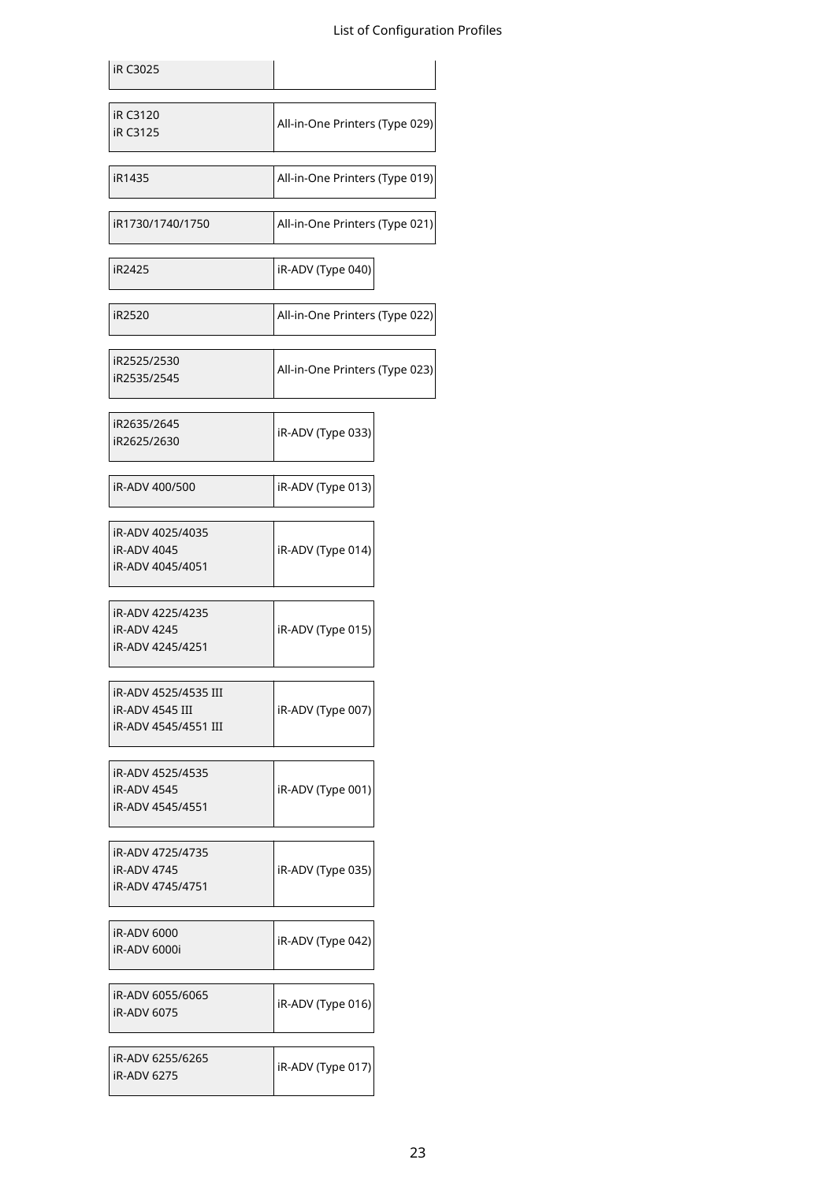| | |
|---|---|
| iR C3025 | |
| iR C3120<br>iR C3125 | All-in-One Printers (Type 029) |
| iR1435 | All-in-One Printers (Type 019) |
| iR1730/1740/1750 | All-in-One Printers (Type 021) |
| iR2425 | iR-ADV (Type 040) |
| iR2520 | All-in-One Printers (Type 022) |
| iR2525/2530<br>iR2535/2545 | All-in-One Printers (Type 023) |
| iR2635/2645<br>iR2625/2630 | iR-ADV (Type 033) |
| iR-ADV 400/500 | iR-ADV (Type 013) |
| iR-ADV 4025/4035<br>iR-ADV 4045<br>iR-ADV 4045/4051 | iR-ADV (Type 014) |
| iR-ADV 4225/4235<br>iR-ADV 4245<br>iR-ADV 4245/4251 | iR-ADV (Type 015) |
| iR-ADV 4525/4535 III<br>iR-ADV 4545 III<br>iR-ADV 4545/4551 III | iR-ADV (Type 007) |
| iR-ADV 4525/4535<br>iR-ADV 4545<br>iR-ADV 4545/4551 | iR-ADV (Type 001) |
| iR-ADV 4725/4735<br>iR-ADV 4745<br>iR-ADV 4745/4751 | iR-ADV (Type 035) |
| iR-ADV 6000<br>iR-ADV 6000i | iR-ADV (Type 042) |
| iR-ADV 6055/6065<br>iR-ADV 6075 | iR-ADV (Type 016) |
| iR-ADV 6255/6265<br>iR-ADV 6275 | iR-ADV (Type 017) |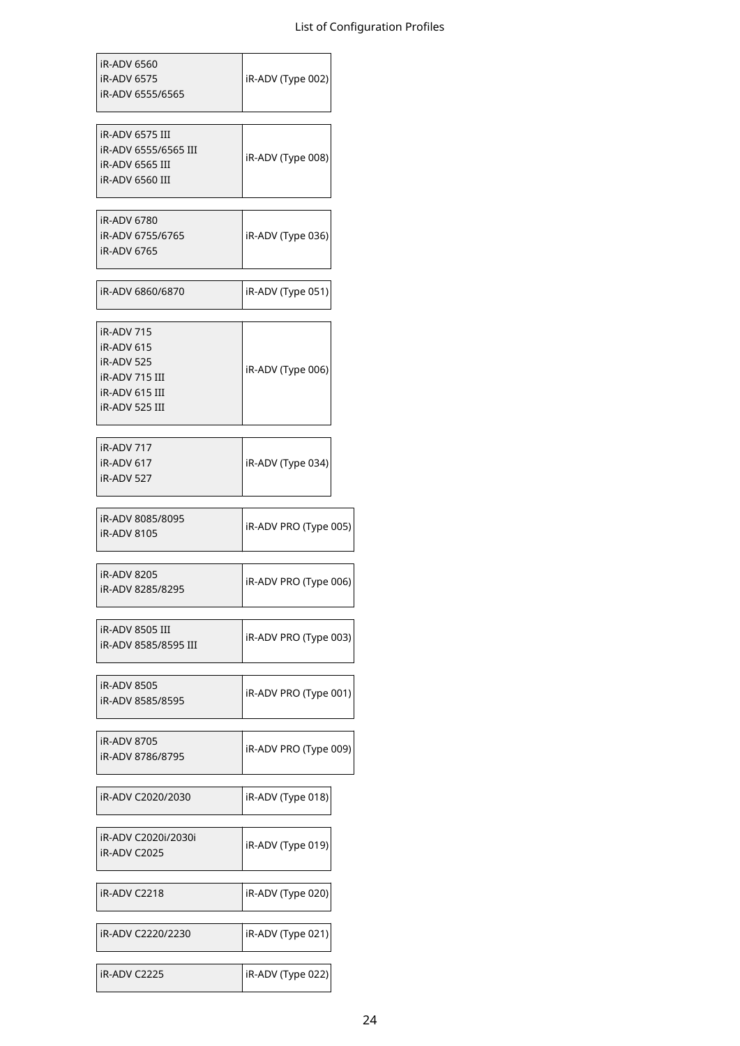| Model | Configuration Profile |
|---|---|
| iR-ADV 6560<br>iR-ADV 6575<br>iR-ADV 6555/6565 | iR-ADV (Type 002) |
| iR-ADV 6575 III<br>iR-ADV 6555/6565 III<br>iR-ADV 6565 III<br>iR-ADV 6560 III | iR-ADV (Type 008) |
| iR-ADV 6780<br>iR-ADV 6755/6765<br>iR-ADV 6765 | iR-ADV (Type 036) |
| iR-ADV 6860/6870 | iR-ADV (Type 051) |
| iR-ADV 715<br>iR-ADV 615<br>iR-ADV 525<br>iR-ADV 715 III<br>iR-ADV 615 III<br>iR-ADV 525 III | iR-ADV (Type 006) |
| iR-ADV 717<br>iR-ADV 617<br>iR-ADV 527 | iR-ADV (Type 034) |
| iR-ADV 8085/8095<br>iR-ADV 8105 | iR-ADV PRO (Type 005) |
| iR-ADV 8205<br>iR-ADV 8285/8295 | iR-ADV PRO (Type 006) |
| iR-ADV 8505 III<br>iR-ADV 8585/8595 III | iR-ADV PRO (Type 003) |
| iR-ADV 8505<br>iR-ADV 8585/8595 | iR-ADV PRO (Type 001) |
| iR-ADV 8705<br>iR-ADV 8786/8795 | iR-ADV PRO (Type 009) |
| iR-ADV C2020/2030 | iR-ADV (Type 018) |
| iR-ADV C2020i/2030i<br>iR-ADV C2025 | iR-ADV (Type 019) |
| iR-ADV C2218 | iR-ADV (Type 020) |
| iR-ADV C2220/2230 | iR-ADV (Type 021) |
| iR-ADV C2225 | iR-ADV (Type 022) |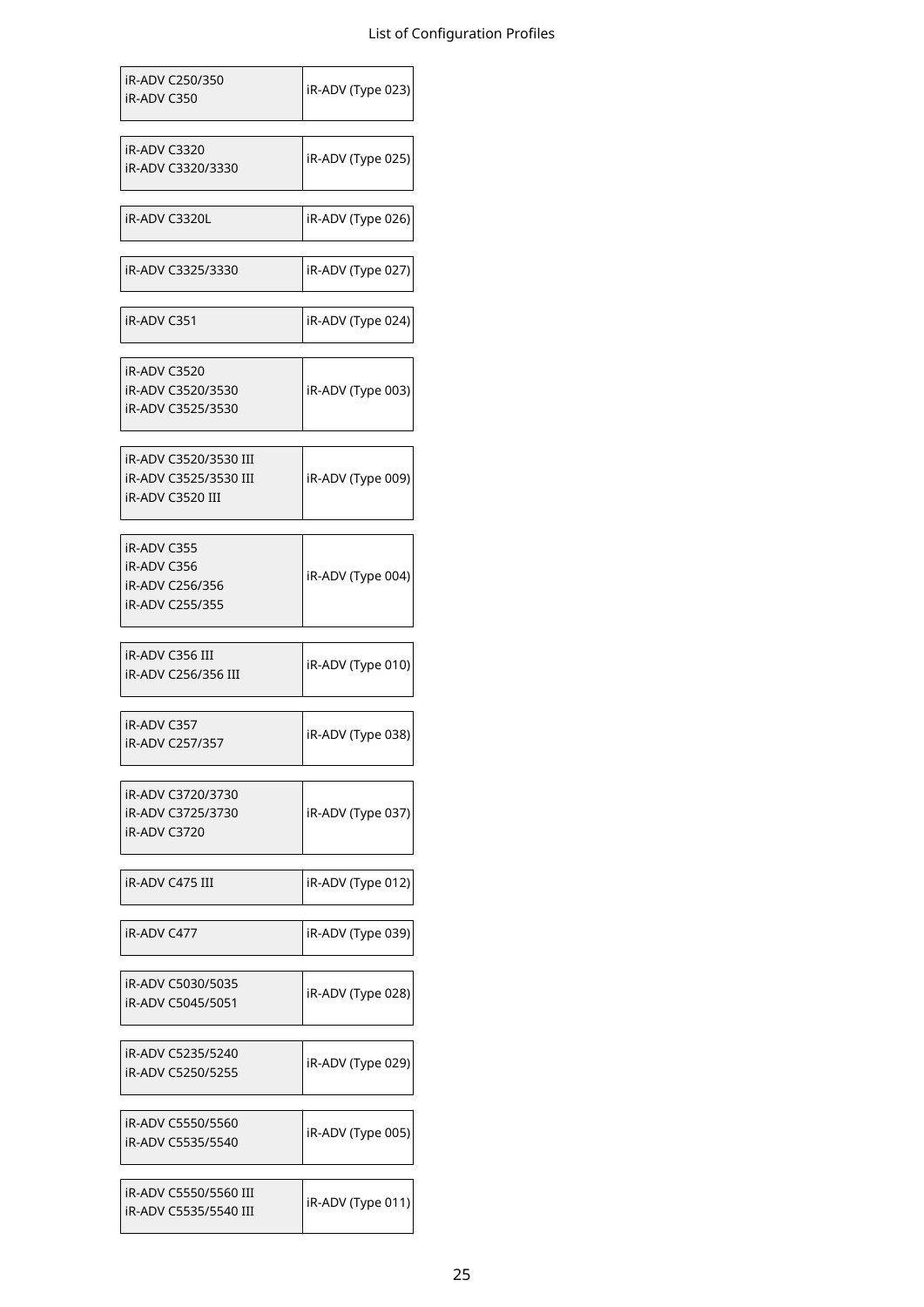| | |
|---|---|
| iR-ADV C250/350<br>iR-ADV C350 | iR-ADV (Type 023) |
| iR-ADV C3320<br>iR-ADV C3320/3330 | iR-ADV (Type 025) |
| iR-ADV C3320L | iR-ADV (Type 026) |
| iR-ADV C3325/3330 | iR-ADV (Type 027) |
| iR-ADV C351 | iR-ADV (Type 024) |
| iR-ADV C3520<br>iR-ADV C3520/3530<br>iR-ADV C3525/3530 | iR-ADV (Type 003) |
| iR-ADV C3520/3530 III<br>iR-ADV C3525/3530 III<br>iR-ADV C3520 III | iR-ADV (Type 009) |
| iR-ADV C355<br>iR-ADV C356<br>iR-ADV C256/356<br>iR-ADV C255/355 | iR-ADV (Type 004) |
| iR-ADV C356 III<br>iR-ADV C256/356 III | iR-ADV (Type 010) |
| iR-ADV C357<br>iR-ADV C257/357 | iR-ADV (Type 038) |
| iR-ADV C3720/3730<br>iR-ADV C3725/3730<br>iR-ADV C3720 | iR-ADV (Type 037) |
| iR-ADV C475 III | iR-ADV (Type 012) |
| iR-ADV C477 | iR-ADV (Type 039) |
| iR-ADV C5030/5035<br>iR-ADV C5045/5051 | iR-ADV (Type 028) |
| iR-ADV C5235/5240<br>iR-ADV C5250/5255 | iR-ADV (Type 029) |
| iR-ADV C5550/5560<br>iR-ADV C5535/5540 | iR-ADV (Type 005) |
| iR-ADV C5550/5560 III<br>iR-ADV C5535/5540 III | iR-ADV (Type 011) |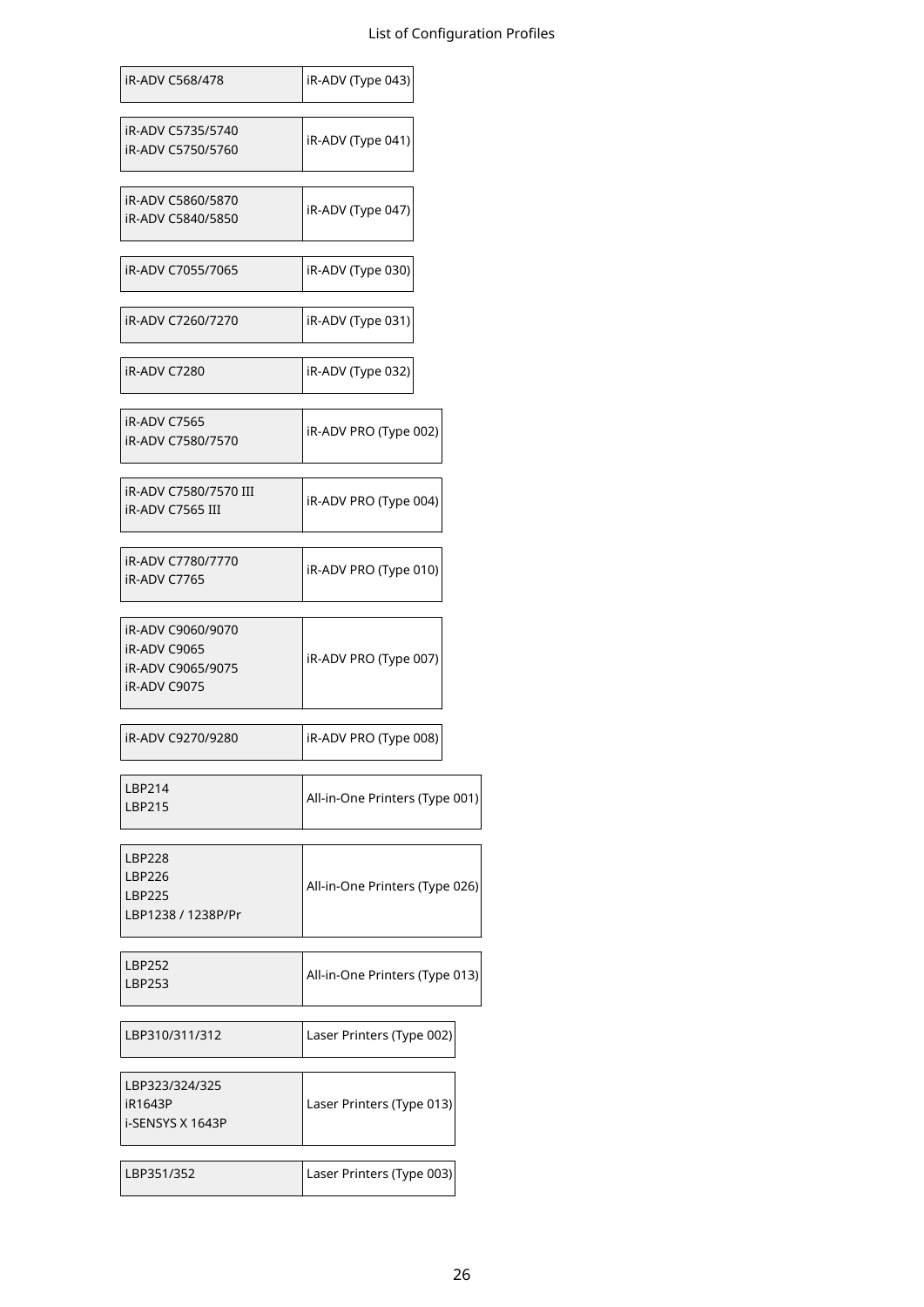| Model | Configuration Profile |
|---|---|
| iR-ADV C568/478 | iR-ADV (Type 043) |
| iR-ADV C5735/5740<br>iR-ADV C5750/5760 | iR-ADV (Type 041) |
| iR-ADV C5860/5870<br>iR-ADV C5840/5850 | iR-ADV (Type 047) |
| iR-ADV C7055/7065 | iR-ADV (Type 030) |
| iR-ADV C7260/7270 | iR-ADV (Type 031) |
| iR-ADV C7280 | iR-ADV (Type 032) |
| iR-ADV C7565<br>iR-ADV C7580/7570 | iR-ADV PRO (Type 002) |
| iR-ADV C7580/7570 III<br>iR-ADV C7565 III | iR-ADV PRO (Type 004) |
| iR-ADV C7780/7770<br>iR-ADV C7765 | iR-ADV PRO (Type 010) |
| iR-ADV C9060/9070<br>iR-ADV C9065<br>iR-ADV C9065/9075<br>iR-ADV C9075 | iR-ADV PRO (Type 007) |
| iR-ADV C9270/9280 | iR-ADV PRO (Type 008) |
| LBP214<br>LBP215 | All-in-One Printers (Type 001) |
| LBP228<br>LBP226<br>LBP225<br>LBP1238 / 1238P/Pr | All-in-One Printers (Type 026) |
| LBP252<br>LBP253 | All-in-One Printers (Type 013) |
| LBP310/311/312 | Laser Printers (Type 002) |
| LBP323/324/325<br>iR1643P<br>i-SENSYS X 1643P | Laser Printers (Type 013) |
| LBP351/352 | Laser Printers (Type 003) |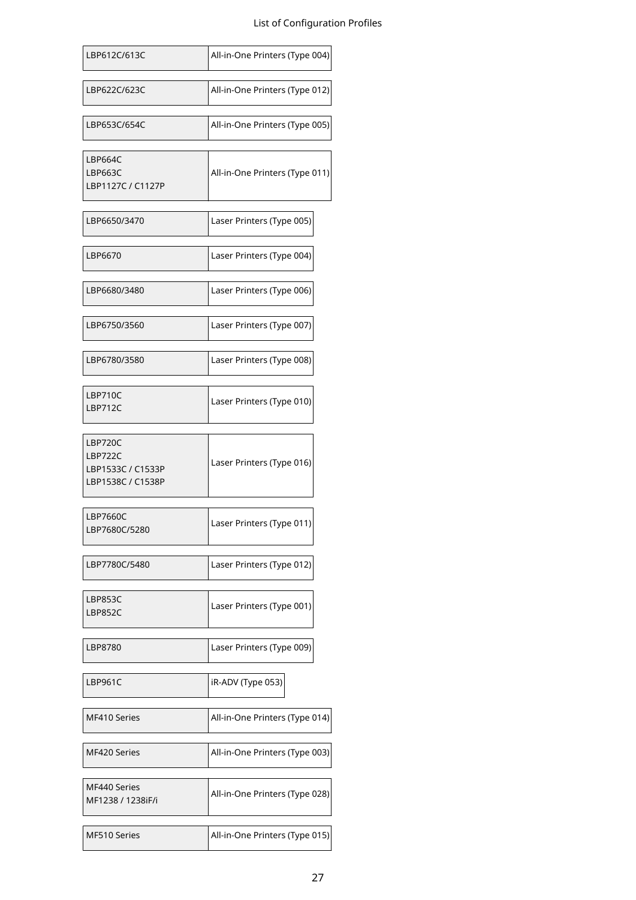| Model | Configuration Profile |
| --- | --- |
| LBP612C/613C | All-in-One Printers (Type 004) |
| LBP622C/623C | All-in-One Printers (Type 012) |
| LBP653C/654C | All-in-One Printers (Type 005) |
| LBP664C<br>LBP663C<br>LBP1127C / C1127P | All-in-One Printers (Type 011) |
| LBP6650/3470 | Laser Printers (Type 005) |
| LBP6670 | Laser Printers (Type 004) |
| LBP6680/3480 | Laser Printers (Type 006) |
| LBP6750/3560 | Laser Printers (Type 007) |
| LBP6780/3580 | Laser Printers (Type 008) |
| LBP710C<br>LBP712C | Laser Printers (Type 010) |
| LBP720C<br>LBP722C<br>LBP1533C / C1533P<br>LBP1538C / C1538P | Laser Printers (Type 016) |
| LBP7660C<br>LBP7680C/5280 | Laser Printers (Type 011) |
| LBP7780C/5480 | Laser Printers (Type 012) |
| LBP853C<br>LBP852C | Laser Printers (Type 001) |
| LBP8780 | Laser Printers (Type 009) |
| LBP961C | iR-ADV (Type 053) |
| MF410 Series | All-in-One Printers (Type 014) |
| MF420 Series | All-in-One Printers (Type 003) |
| MF440 Series<br>MF1238 / 1238iF/i | All-in-One Printers (Type 028) |
| MF510 Series | All-in-One Printers (Type 015) |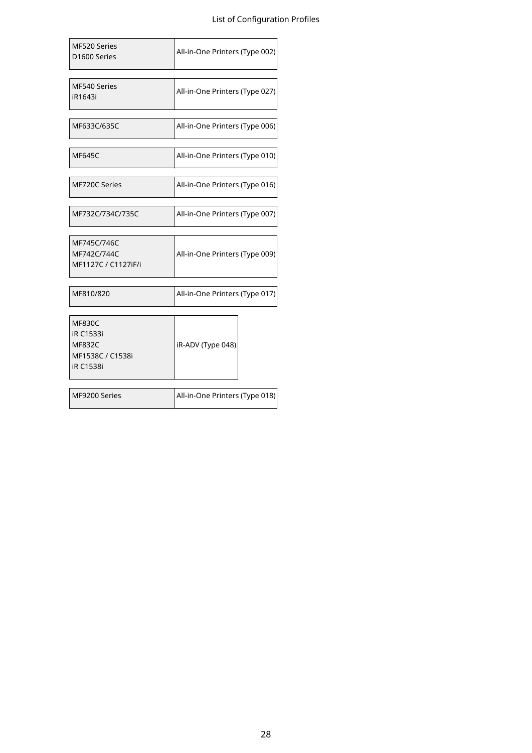| | |
|---|---|
| MF520 Series<br>D1600 Series | All-in-One Printers (Type 002) |

| | |
|---|---|
| MF540 Series<br>iR1643i | All-in-One Printers (Type 027) |

| | |
|---|---|
| MF633C/635C | All-in-One Printers (Type 006) |

| | |
|---|---|
| MF645C | All-in-One Printers (Type 010) |

| | |
|---|---|
| MF720C Series | All-in-One Printers (Type 016) |

| | |
|---|---|
| MF732C/734C/735C | All-in-One Printers (Type 007) |

| | |
|---|---|
| MF745C/746C<br>MF742C/744C<br>MF1127C / C1127iF/i | All-in-One Printers (Type 009) |

| | |
|---|---|
| MF810/820 | All-in-One Printers (Type 017) |

| | |
|---|---|
| MF830C<br>iR C1533i<br>MF832C<br>MF1538C / C1538i<br>iR C1538i | iR-ADV (Type 048) |

| | |
|---|---|
| MF9200 Series | All-in-One Printers (Type 018) |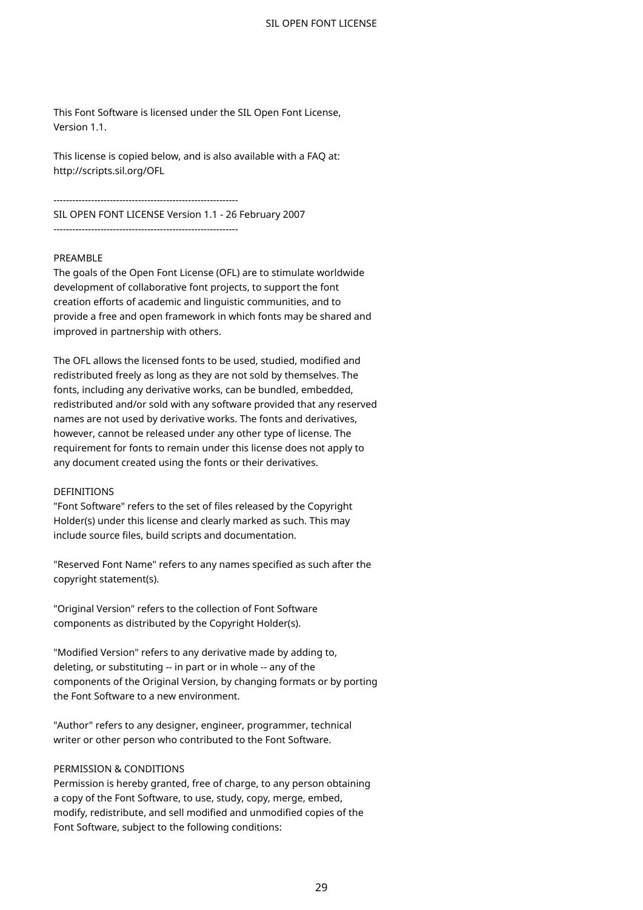This Font Software is licensed under the SIL Open Font License, Version 1.1.

This license is copied below, and is also available with a FAQ at: http://scripts.sil.org/OFL

-----------------------------------------------------------
SIL OPEN FONT LICENSE Version 1.1 - 26 February 2007
-----------------------------------------------------------

PREAMBLE
The goals of the Open Font License (OFL) are to stimulate worldwide development of collaborative font projects, to support the font creation efforts of academic and linguistic communities, and to provide a free and open framework in which fonts may be shared and improved in partnership with others.

The OFL allows the licensed fonts to be used, studied, modified and redistributed freely as long as they are not sold by themselves. The fonts, including any derivative works, can be bundled, embedded, redistributed and/or sold with any software provided that any reserved names are not used by derivative works. The fonts and derivatives, however, cannot be released under any other type of license. The requirement for fonts to remain under this license does not apply to any document created using the fonts or their derivatives.

DEFINITIONS
"Font Software" refers to the set of files released by the Copyright Holder(s) under this license and clearly marked as such. This may include source files, build scripts and documentation.

"Reserved Font Name" refers to any names specified as such after the copyright statement(s).

"Original Version" refers to the collection of Font Software components as distributed by the Copyright Holder(s).

"Modified Version" refers to any derivative made by adding to, deleting, or substituting -- in part or in whole -- any of the components of the Original Version, by changing formats or by porting the Font Software to a new environment.

"Author" refers to any designer, engineer, programmer, technical writer or other person who contributed to the Font Software.

PERMISSION & CONDITIONS
Permission is hereby granted, free of charge, to any person obtaining a copy of the Font Software, to use, study, copy, merge, embed, modify, redistribute, and sell modified and unmodified copies of the Font Software, subject to the following conditions: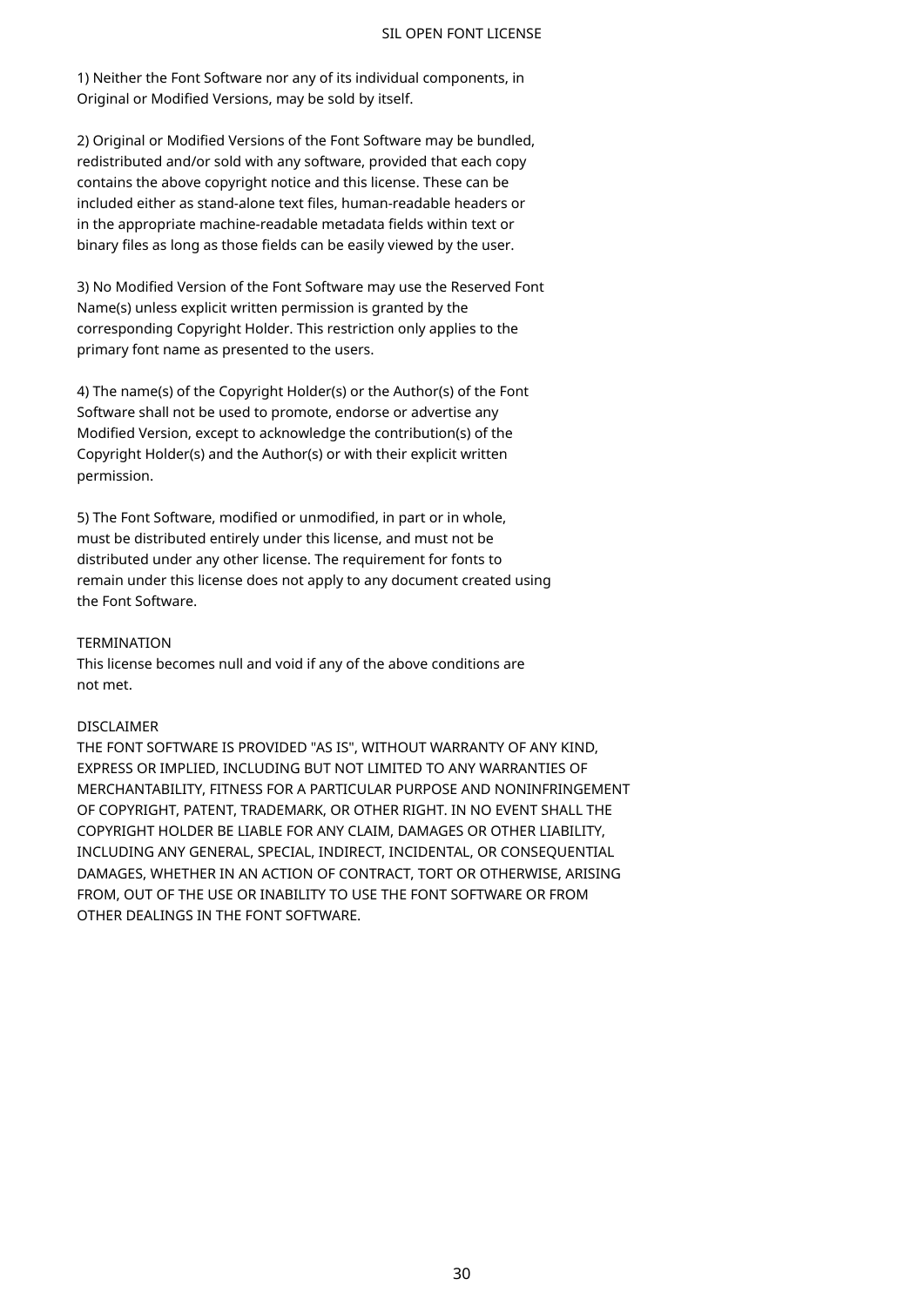1) Neither the Font Software nor any of its individual components, in Original or Modified Versions, may be sold by itself.

2) Original or Modified Versions of the Font Software may be bundled, redistributed and/or sold with any software, provided that each copy contains the above copyright notice and this license. These can be included either as stand-alone text files, human-readable headers or in the appropriate machine-readable metadata fields within text or binary files as long as those fields can be easily viewed by the user.

3) No Modified Version of the Font Software may use the Reserved Font Name(s) unless explicit written permission is granted by the corresponding Copyright Holder. This restriction only applies to the primary font name as presented to the users.

4) The name(s) of the Copyright Holder(s) or the Author(s) of the Font Software shall not be used to promote, endorse or advertise any Modified Version, except to acknowledge the contribution(s) of the Copyright Holder(s) and the Author(s) or with their explicit written permission.

5) The Font Software, modified or unmodified, in part or in whole, must be distributed entirely under this license, and must not be distributed under any other license. The requirement for fonts to remain under this license does not apply to any document created using the Font Software.

TERMINATION

This license becomes null and void if any of the above conditions are not met.

DISCLAIMER

THE FONT SOFTWARE IS PROVIDED "AS IS", WITHOUT WARRANTY OF ANY KIND, EXPRESS OR IMPLIED, INCLUDING BUT NOT LIMITED TO ANY WARRANTIES OF MERCHANTABILITY, FITNESS FOR A PARTICULAR PURPOSE AND NONINFRINGEMENT OF COPYRIGHT, PATENT, TRADEMARK, OR OTHER RIGHT. IN NO EVENT SHALL THE COPYRIGHT HOLDER BE LIABLE FOR ANY CLAIM, DAMAGES OR OTHER LIABILITY, INCLUDING ANY GENERAL, SPECIAL, INDIRECT, INCIDENTAL, OR CONSEQUENTIAL DAMAGES, WHETHER IN AN ACTION OF CONTRACT, TORT OR OTHERWISE, ARISING FROM, OUT OF THE USE OR INABILITY TO USE THE FONT SOFTWARE OR FROM OTHER DEALINGS IN THE FONT SOFTWARE.